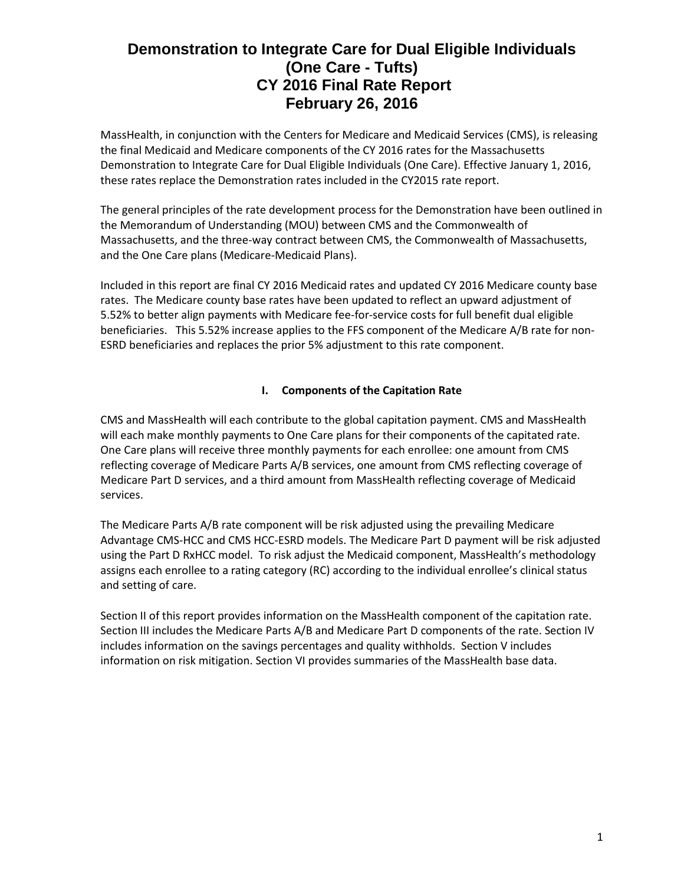# Demonstration to Integrate Care for Dual Eligible Individuals (One Care - Tufts) CY 2016 Final Rate Report February 26, 2016

MassHealth, in conjunction with the Centers for Medicare and Medicaid Services (CMS), is releasing the final Medicaid and Medicare components of the CY 2016 rates for the Massachusetts Demonstration to Integrate Care for Dual Eligible Individuals (One Care). Effective January 1, 2016, these rates replace the Demonstration rates included in the CY2015 rate report.

The general principles of the rate development process for the Demonstration have been outlined in the Memorandum of Understanding (MOU) between CMS and the Commonwealth of Massachusetts, and the three-way contract between CMS, the Commonwealth of Massachusetts, and the One Care plans (Medicare-Medicaid Plans).

Included in this report are final CY 2016 Medicaid rates and updated CY 2016 Medicare county base rates. The Medicare county base rates have been updated to reflect an upward adjustment of 5.52% to better align payments with Medicare fee-for-service costs for full benefit dual eligible beneficiaries. This 5.52% increase applies to the FFS component of the Medicare A/B rate for non-ESRD beneficiaries and replaces the prior 5% adjustment to this rate component.

## I. Components of the Capitation Rate

CMS and MassHealth will each contribute to the global capitation payment. CMS and MassHealth will each make monthly payments to One Care plans for their components of the capitated rate. One Care plans will receive three monthly payments for each enrollee: one amount from CMS reflecting coverage of Medicare Parts A/B services, one amount from CMS reflecting coverage of Medicare Part D services, and a third amount from MassHealth reflecting coverage of Medicaid services.

The Medicare Parts A/B rate component will be risk adjusted using the prevailing Medicare Advantage CMS-HCC and CMS HCC-ESRD models. The Medicare Part D payment will be risk adjusted using the Part D RxHCC model. To risk adjust the Medicaid component, MassHealth's methodology assigns each enrollee to a rating category (RC) according to the individual enrollee's clinical status and setting of care.

Section II of this report provides information on the MassHealth component of the capitation rate. Section III includes the Medicare Parts A/B and Medicare Part D components of the rate. Section IV includes information on the savings percentages and quality withholds. Section V includes information on risk mitigation. Section VI provides summaries of the MassHealth base data.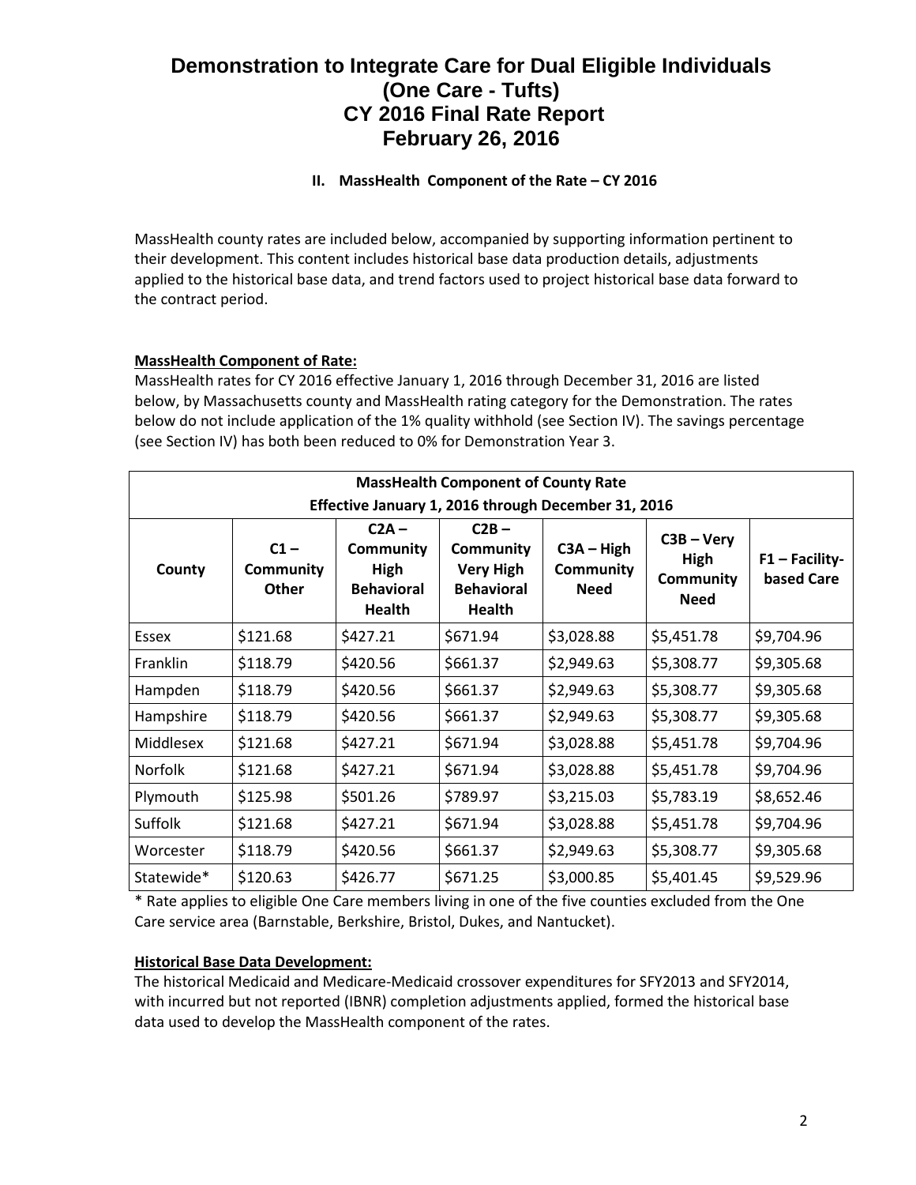# Demonstration to Integrate Care for Dual Eligible Individuals
# (One Care - Tufts)
# CY 2016 Final Rate Report
# February 26, 2016

## II. MassHealth Component of the Rate – CY 2016

MassHealth county rates are included below, accompanied by supporting information pertinent to their development. This content includes historical base data production details, adjustments applied to the historical base data, and trend factors used to project historical base data forward to the contract period.

**MassHealth Component of Rate:**

MassHealth rates for CY 2016 effective January 1, 2016 through December 31, 2016 are listed below, by Massachusetts county and MassHealth rating category for the Demonstration. The rates below do not include application of the 1% quality withhold (see Section IV). The savings percentage (see Section IV) has both been reduced to 0% for Demonstration Year 3.

| MassHealth Component of County Rate Effective January 1, 2016 through December 31, 2016 | | | | | | |
|---|---|---|---|---|---|---|
| County | C1 – Community Other | C2A – Community High Behavioral Health | C2B – Community Very High Behavioral Health | C3A – High Community Need | C3B – Very High Community Need | F1 – Facility-based Care |
| Essex | $121.68 | $427.21 | $671.94 | $3,028.88 | $5,451.78 | $9,704.96 |
| Franklin | $118.79 | $420.56 | $661.37 | $2,949.63 | $5,308.77 | $9,305.68 |
| Hampden | $118.79 | $420.56 | $661.37 | $2,949.63 | $5,308.77 | $9,305.68 |
| Hampshire | $118.79 | $420.56 | $661.37 | $2,949.63 | $5,308.77 | $9,305.68 |
| Middlesex | $121.68 | $427.21 | $671.94 | $3,028.88 | $5,451.78 | $9,704.96 |
| Norfolk | $121.68 | $427.21 | $671.94 | $3,028.88 | $5,451.78 | $9,704.96 |
| Plymouth | $125.98 | $501.26 | $789.97 | $3,215.03 | $5,783.19 | $8,652.46 |
| Suffolk | $121.68 | $427.21 | $671.94 | $3,028.88 | $5,451.78 | $9,704.96 |
| Worcester | $118.79 | $420.56 | $661.37 | $2,949.63 | $5,308.77 | $9,305.68 |
| Statewide* | $120.63 | $426.77 | $671.25 | $3,000.85 | $5,401.45 | $9,529.96 |

\* Rate applies to eligible One Care members living in one of the five counties excluded from the One Care service area (Barnstable, Berkshire, Bristol, Dukes, and Nantucket).

**Historical Base Data Development:**

The historical Medicaid and Medicare-Medicaid crossover expenditures for SFY2013 and SFY2014, with incurred but not reported (IBNR) completion adjustments applied, formed the historical base data used to develop the MassHealth component of the rates.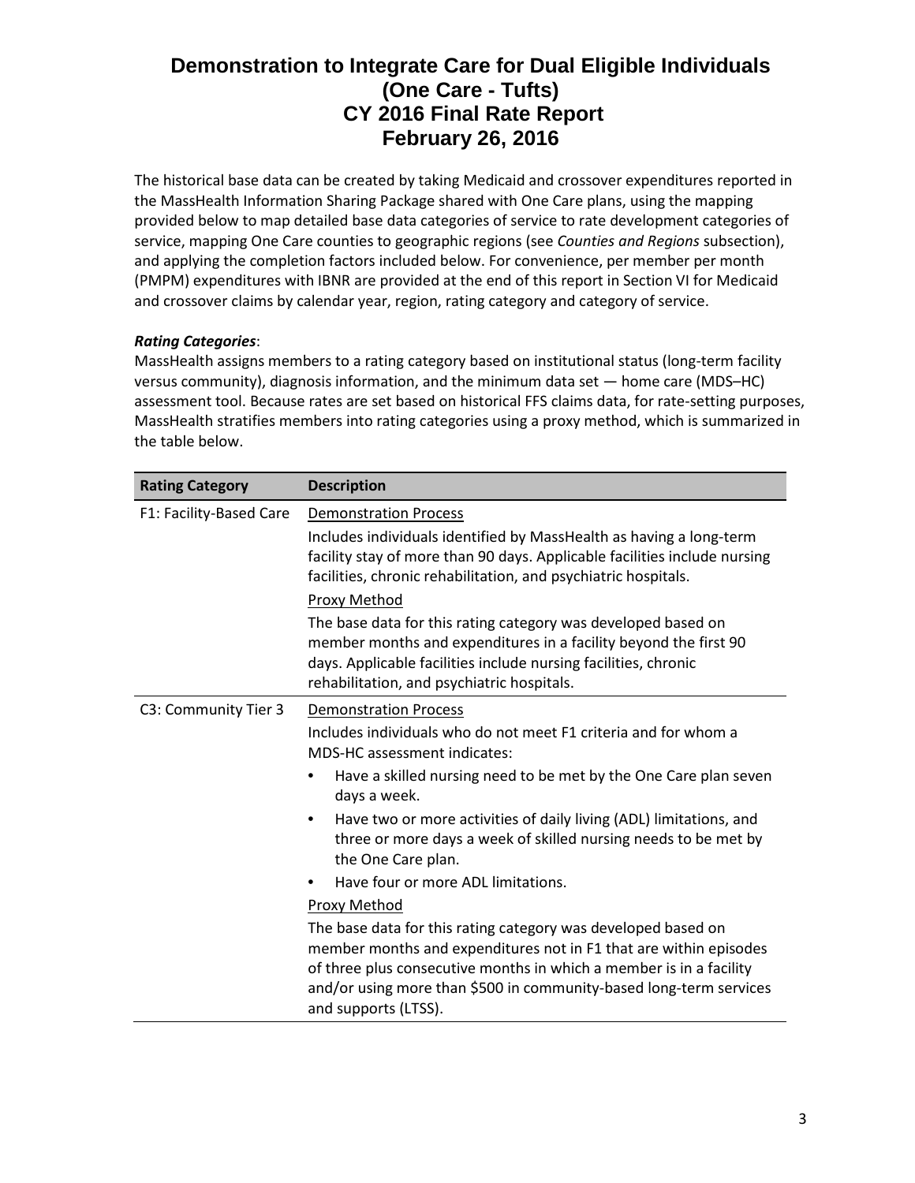The historical base data can be created by taking Medicaid and crossover expenditures reported in the MassHealth Information Sharing Package shared with One Care plans, using the mapping provided below to map detailed base data categories of service to rate development categories of service, mapping One Care counties to geographic regions (see *Counties and Regions* subsection), and applying the completion factors included below. For convenience, per member per month (PMPM) expenditures with IBNR are provided at the end of this report in Section VI for Medicaid and crossover claims by calendar year, region, rating category and category of service.

***Rating Categories***:

MassHealth assigns members to a rating category based on institutional status (long-term facility versus community), diagnosis information, and the minimum data set — home care (MDS–HC) assessment tool. Because rates are set based on historical FFS claims data, for rate-setting purposes, MassHealth stratifies members into rating categories using a proxy method, which is summarized in the table below.

| Rating Category | Description |
|---|---|
| F1: Facility-Based Care | <u>Demonstration Process</u><br>Includes individuals identified by MassHealth as having a long-term facility stay of more than 90 days. Applicable facilities include nursing facilities, chronic rehabilitation, and psychiatric hospitals.<br><u>Proxy Method</u><br>The base data for this rating category was developed based on member months and expenditures in a facility beyond the first 90 days. Applicable facilities include nursing facilities, chronic rehabilitation, and psychiatric hospitals. |
| C3: Community Tier 3 | <u>Demonstration Process</u><br>Includes individuals who do not meet F1 criteria and for whom a MDS-HC assessment indicates:<br>• Have a skilled nursing need to be met by the One Care plan seven days a week.<br>• Have two or more activities of daily living (ADL) limitations, and three or more days a week of skilled nursing needs to be met by the One Care plan.<br>• Have four or more ADL limitations.<br><u>Proxy Method</u><br>The base data for this rating category was developed based on member months and expenditures not in F1 that are within episodes of three plus consecutive months in which a member is in a facility and/or using more than $500 in community-based long-term services and supports (LTSS). |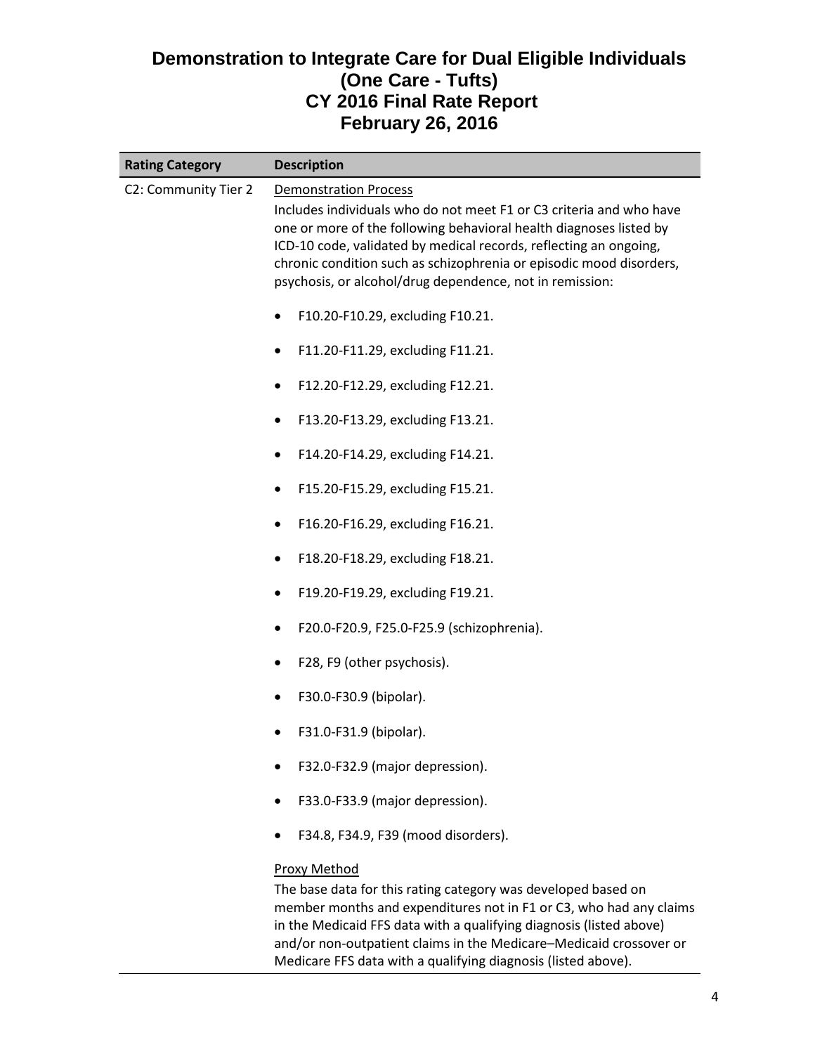# Demonstration to Integrate Care for Dual Eligible Individuals
# (One Care - Tufts)
# CY 2016 Final Rate Report
# February 26, 2016

| Rating Category | Description |
|---|---|
| C2: Community Tier 2 | <u>Demonstration Process</u><br>Includes individuals who do not meet F1 or C3 criteria and who have one or more of the following behavioral health diagnoses listed by ICD-10 code, validated by medical records, reflecting an ongoing, chronic condition such as schizophrenia or episodic mood disorders, psychosis, or alcohol/drug dependence, not in remission:<br><br>• F10.20-F10.29, excluding F10.21.<br>• F11.20-F11.29, excluding F11.21.<br>• F12.20-F12.29, excluding F12.21.<br>• F13.20-F13.29, excluding F13.21.<br>• F14.20-F14.29, excluding F14.21.<br>• F15.20-F15.29, excluding F15.21.<br>• F16.20-F16.29, excluding F16.21.<br>• F18.20-F18.29, excluding F18.21.<br>• F19.20-F19.29, excluding F19.21.<br>• F20.0-F20.9, F25.0-F25.9 (schizophrenia).<br>• F28, F9 (other psychosis).<br>• F30.0-F30.9 (bipolar).<br>• F31.0-F31.9 (bipolar).<br>• F32.0-F32.9 (major depression).<br>• F33.0-F33.9 (major depression).<br>• F34.8, F34.9, F39 (mood disorders).<br><br><u>Proxy Method</u><br>The base data for this rating category was developed based on member months and expenditures not in F1 or C3, who had any claims in the Medicaid FFS data with a qualifying diagnosis (listed above) and/or non-outpatient claims in the Medicare–Medicaid crossover or Medicare FFS data with a qualifying diagnosis (listed above). |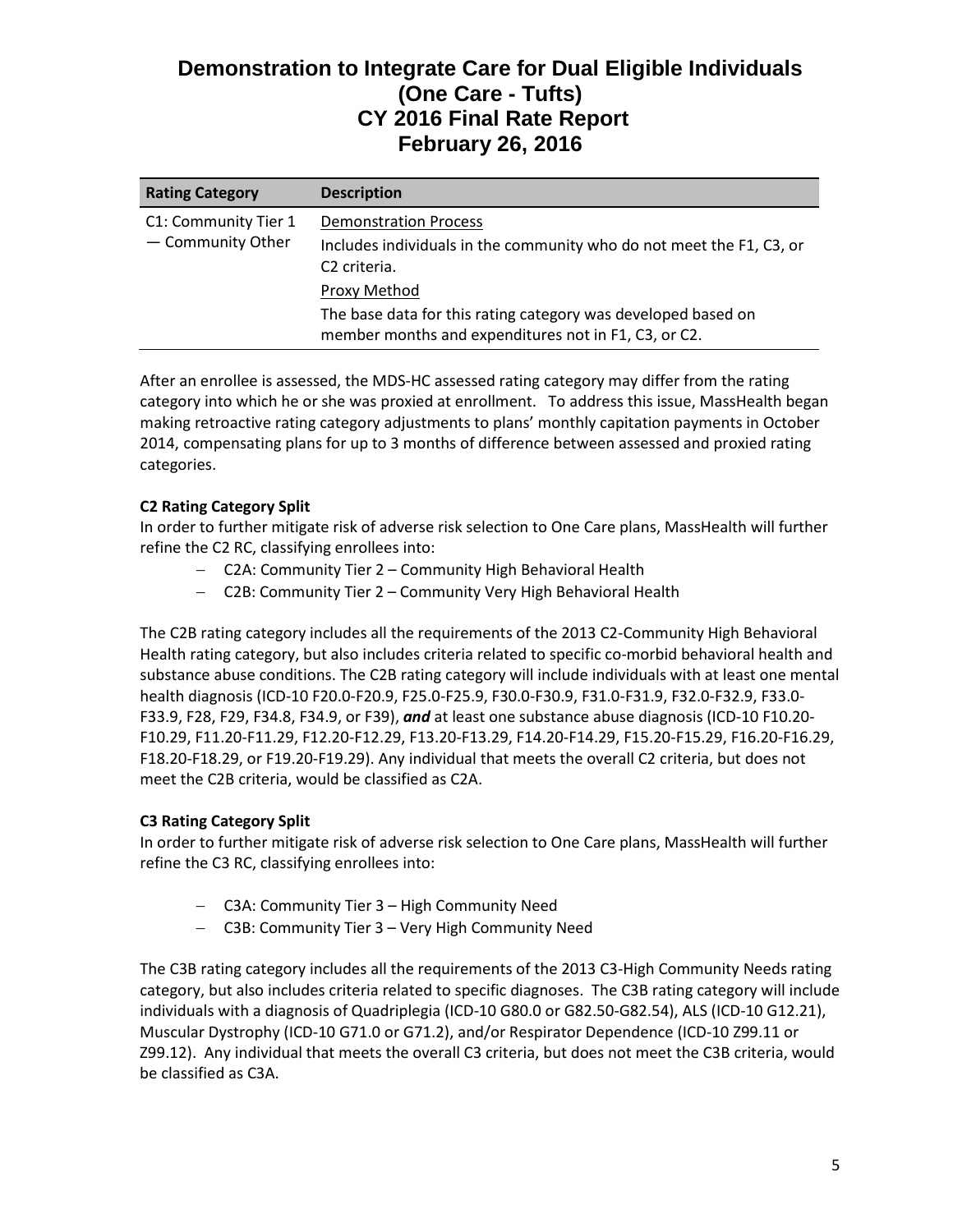| Rating Category | Description |
|---|---|
| C1: Community Tier 1 — Community Other | Demonstration Process<br>Includes individuals in the community who do not meet the F1, C3, or C2 criteria.<br>Proxy Method<br>The base data for this rating category was developed based on member months and expenditures not in F1, C3, or C2. |

After an enrollee is assessed, the MDS-HC assessed rating category may differ from the rating category into which he or she was proxied at enrollment. To address this issue, MassHealth began making retroactive rating category adjustments to plans' monthly capitation payments in October 2014, compensating plans for up to 3 months of difference between assessed and proxied rating categories.

**C2 Rating Category Split**

In order to further mitigate risk of adverse risk selection to One Care plans, MassHealth will further refine the C2 RC, classifying enrollees into:

- C2A: Community Tier 2 – Community High Behavioral Health
- C2B: Community Tier 2 – Community Very High Behavioral Health

The C2B rating category includes all the requirements of the 2013 C2-Community High Behavioral Health rating category, but also includes criteria related to specific co-morbid behavioral health and substance abuse conditions. The C2B rating category will include individuals with at least one mental health diagnosis (ICD-10 F20.0-F20.9, F25.0-F25.9, F30.0-F30.9, F31.0-F31.9, F32.0-F32.9, F33.0-F33.9, F28, F29, F34.8, F34.9, or F39), ***and*** at least one substance abuse diagnosis (ICD-10 F10.20-F10.29, F11.20-F11.29, F12.20-F12.29, F13.20-F13.29, F14.20-F14.29, F15.20-F15.29, F16.20-F16.29, F18.20-F18.29, or F19.20-F19.29). Any individual that meets the overall C2 criteria, but does not meet the C2B criteria, would be classified as C2A.

**C3 Rating Category Split**

In order to further mitigate risk of adverse risk selection to One Care plans, MassHealth will further refine the C3 RC, classifying enrollees into:

- C3A: Community Tier 3 – High Community Need
- C3B: Community Tier 3 – Very High Community Need

The C3B rating category includes all the requirements of the 2013 C3-High Community Needs rating category, but also includes criteria related to specific diagnoses. The C3B rating category will include individuals with a diagnosis of Quadriplegia (ICD-10 G80.0 or G82.50-G82.54), ALS (ICD-10 G12.21), Muscular Dystrophy (ICD-10 G71.0 or G71.2), and/or Respirator Dependence (ICD-10 Z99.11 or Z99.12). Any individual that meets the overall C3 criteria, but does not meet the C3B criteria, would be classified as C3A.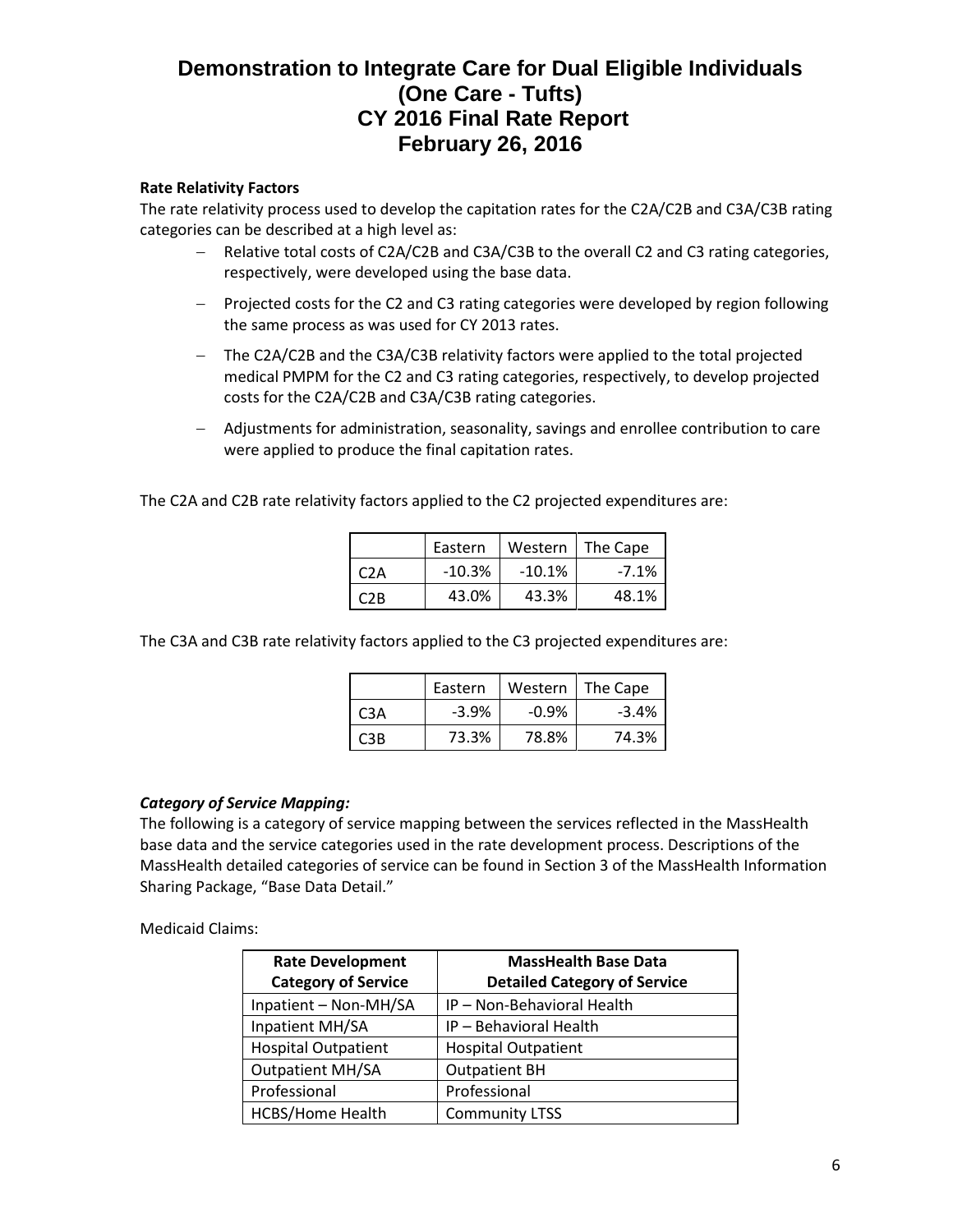**Rate Relativity Factors**

The rate relativity process used to develop the capitation rates for the C2A/C2B and C3A/C3B rating categories can be described at a high level as:

- Relative total costs of C2A/C2B and C3A/C3B to the overall C2 and C3 rating categories, respectively, were developed using the base data.
- Projected costs for the C2 and C3 rating categories were developed by region following the same process as was used for CY 2013 rates.
- The C2A/C2B and the C3A/C3B relativity factors were applied to the total projected medical PMPM for the C2 and C3 rating categories, respectively, to develop projected costs for the C2A/C2B and C3A/C3B rating categories.
- Adjustments for administration, seasonality, savings and enrollee contribution to care were applied to produce the final capitation rates.

The C2A and C2B rate relativity factors applied to the C2 projected expenditures are:

| | Eastern | Western | The Cape |
|---|---|---|---|
| C2A | -10.3% | -10.1% | -7.1% |
| C2B | 43.0% | 43.3% | 48.1% |

The C3A and C3B rate relativity factors applied to the C3 projected expenditures are:

| | Eastern | Western | The Cape |
|---|---|---|---|
| C3A | -3.9% | -0.9% | -3.4% |
| C3B | 73.3% | 78.8% | 74.3% |

***Category of Service Mapping:***

The following is a category of service mapping between the services reflected in the MassHealth base data and the service categories used in the rate development process. Descriptions of the MassHealth detailed categories of service can be found in Section 3 of the MassHealth Information Sharing Package, "Base Data Detail."

Medicaid Claims:

| Rate Development Category of Service | MassHealth Base Data Detailed Category of Service |
|---|---|
| Inpatient – Non-MH/SA | IP – Non-Behavioral Health |
| Inpatient MH/SA | IP – Behavioral Health |
| Hospital Outpatient | Hospital Outpatient |
| Outpatient MH/SA | Outpatient BH |
| Professional | Professional |
| HCBS/Home Health | Community LTSS |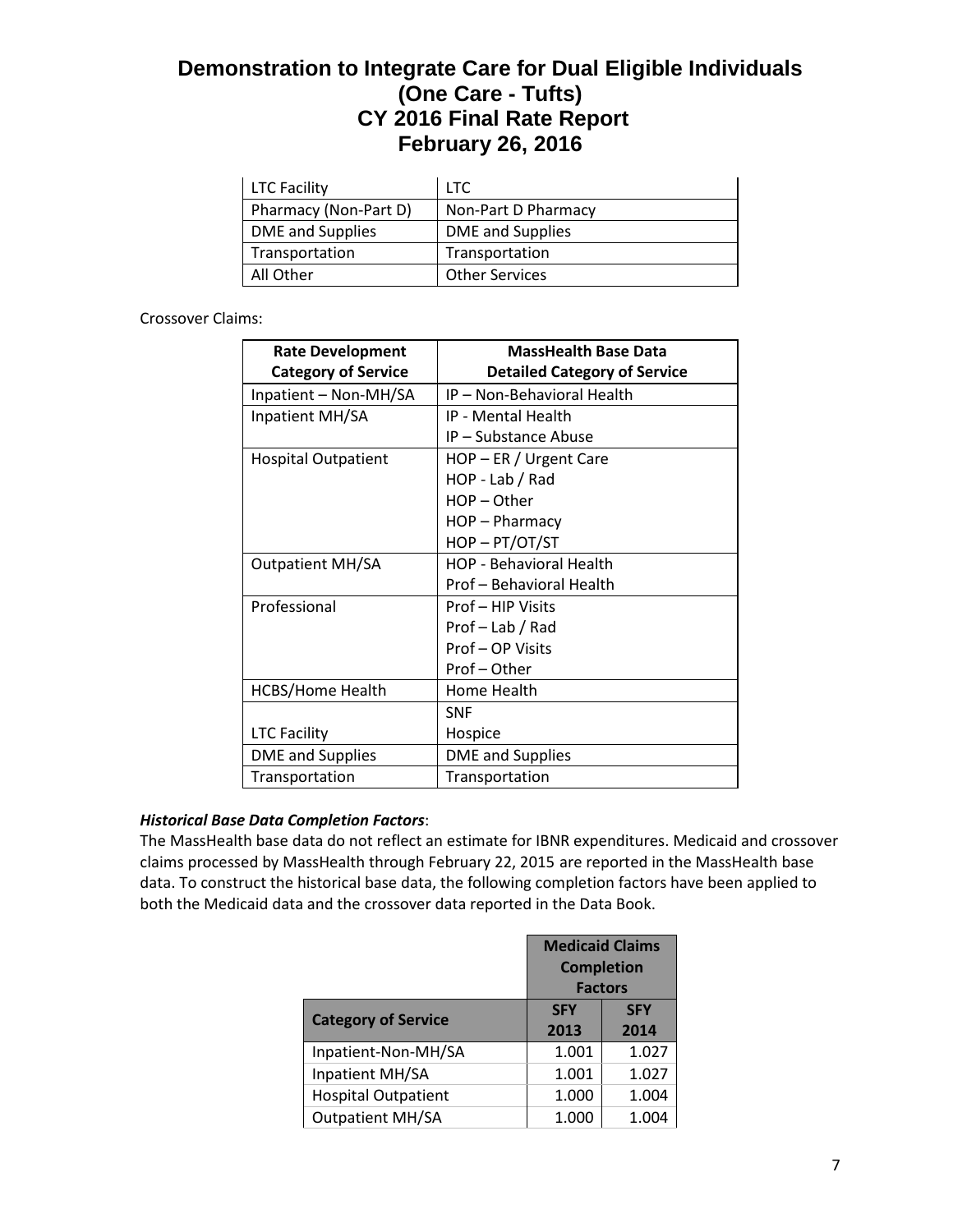| LTC Facility | LTC |
|---|---|
| Pharmacy (Non-Part D) | Non-Part D Pharmacy |
| DME and Supplies | DME and Supplies |
| Transportation | Transportation |
| All Other | Other Services |

Crossover Claims:

| Rate Development Category of Service | MassHealth Base Data Detailed Category of Service |
|---|---|
| Inpatient – Non-MH/SA | IP – Non-Behavioral Health |
| Inpatient MH/SA | IP - Mental Health<br>IP – Substance Abuse |
| Hospital Outpatient | HOP – ER / Urgent Care<br>HOP - Lab / Rad<br>HOP – Other<br>HOP – Pharmacy<br>HOP – PT/OT/ST |
| Outpatient MH/SA | HOP - Behavioral Health<br>Prof – Behavioral Health |
| Professional | Prof – HIP Visits<br>Prof – Lab / Rad<br>Prof – OP Visits<br>Prof – Other |
| HCBS/Home Health | Home Health |
| LTC Facility | SNF<br>Hospice |
| DME and Supplies | DME and Supplies |
| Transportation | Transportation |

***Historical Base Data Completion Factors***:

The MassHealth base data do not reflect an estimate for IBNR expenditures. Medicaid and crossover claims processed by MassHealth through February 22, 2015 are reported in the MassHealth base data. To construct the historical base data, the following completion factors have been applied to both the Medicaid data and the crossover data reported in the Data Book.

| | Medicaid Claims Completion Factors | |
|---|---|---|
| **Category of Service** | **SFY 2013** | **SFY 2014** |
| Inpatient-Non-MH/SA | 1.001 | 1.027 |
| Inpatient MH/SA | 1.001 | 1.027 |
| Hospital Outpatient | 1.000 | 1.004 |
| Outpatient MH/SA | 1.000 | 1.004 |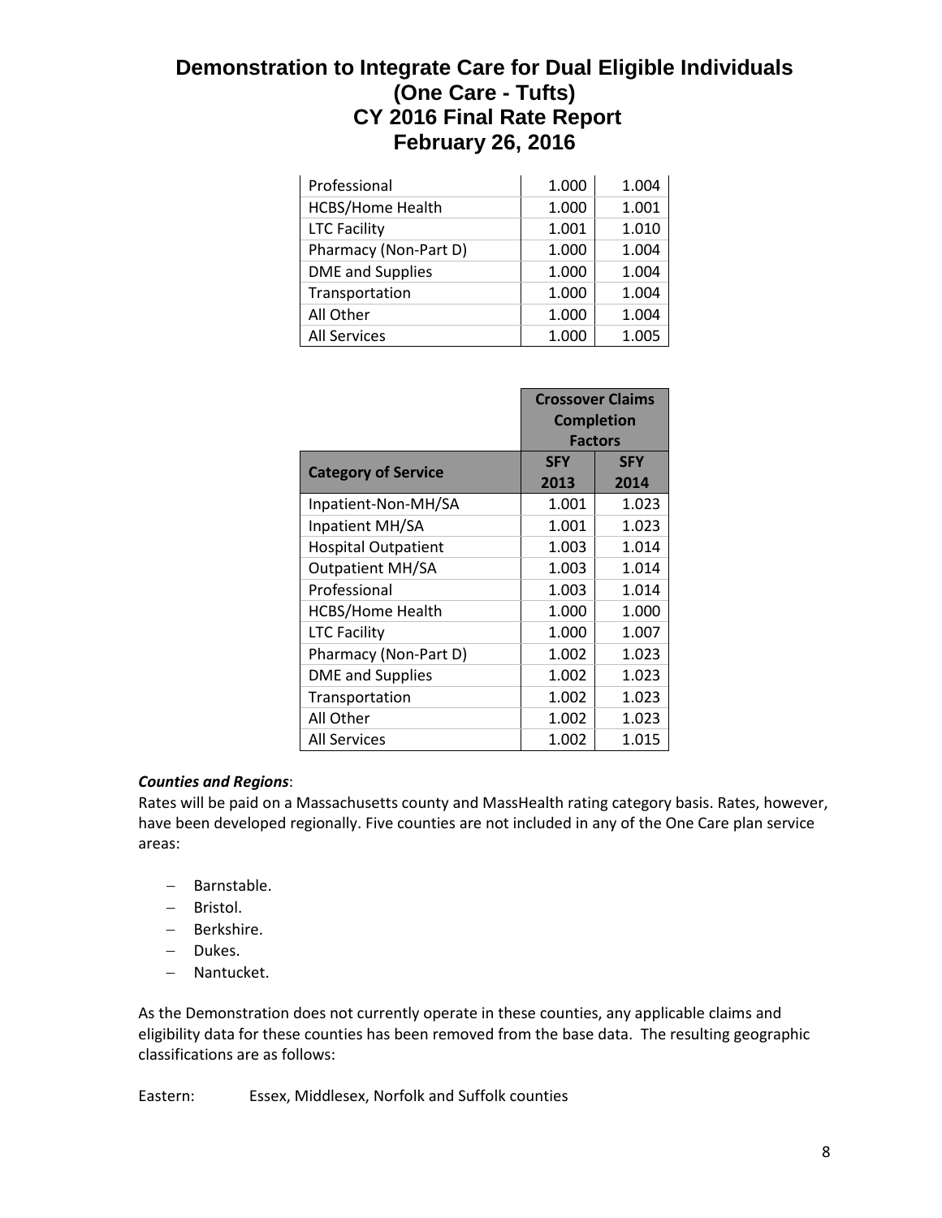| | | |
|---|---|---|
| Professional | 1.000 | 1.004 |
| HCBS/Home Health | 1.000 | 1.001 |
| LTC Facility | 1.001 | 1.010 |
| Pharmacy (Non-Part D) | 1.000 | 1.004 |
| DME and Supplies | 1.000 | 1.004 |
| Transportation | 1.000 | 1.004 |
| All Other | 1.000 | 1.004 |
| All Services | 1.000 | 1.005 |

| | **Crossover Claims Completion Factors** | |
|---|---|---|
| **Category of Service** | **SFY 2013** | **SFY 2014** |
| Inpatient-Non-MH/SA | 1.001 | 1.023 |
| Inpatient MH/SA | 1.001 | 1.023 |
| Hospital Outpatient | 1.003 | 1.014 |
| Outpatient MH/SA | 1.003 | 1.014 |
| Professional | 1.003 | 1.014 |
| HCBS/Home Health | 1.000 | 1.000 |
| LTC Facility | 1.000 | 1.007 |
| Pharmacy (Non-Part D) | 1.002 | 1.023 |
| DME and Supplies | 1.002 | 1.023 |
| Transportation | 1.002 | 1.023 |
| All Other | 1.002 | 1.023 |
| All Services | 1.002 | 1.015 |

***Counties and Regions***:

Rates will be paid on a Massachusetts county and MassHealth rating category basis. Rates, however, have been developed regionally. Five counties are not included in any of the One Care plan service areas:

- Barnstable.
- Bristol.
- Berkshire.
- Dukes.
- Nantucket.

As the Demonstration does not currently operate in these counties, any applicable claims and eligibility data for these counties has been removed from the base data. The resulting geographic classifications are as follows:

Eastern: Essex, Middlesex, Norfolk and Suffolk counties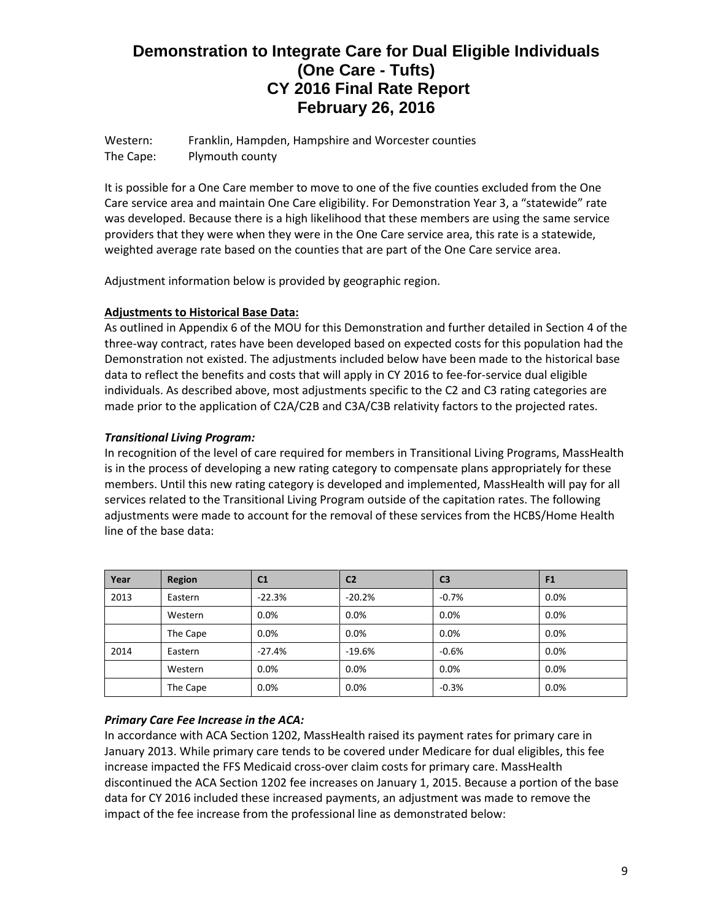# Demonstration to Integrate Care for Dual Eligible Individuals (One Care - Tufts) CY 2016 Final Rate Report February 26, 2016

Western: Franklin, Hampden, Hampshire and Worcester counties
The Cape: Plymouth county

It is possible for a One Care member to move to one of the five counties excluded from the One Care service area and maintain One Care eligibility. For Demonstration Year 3, a "statewide" rate was developed. Because there is a high likelihood that these members are using the same service providers that they were when they were in the One Care service area, this rate is a statewide, weighted average rate based on the counties that are part of the One Care service area.

Adjustment information below is provided by geographic region.

**Adjustments to Historical Base Data:**

As outlined in Appendix 6 of the MOU for this Demonstration and further detailed in Section 4 of the three-way contract, rates have been developed based on expected costs for this population had the Demonstration not existed. The adjustments included below have been made to the historical base data to reflect the benefits and costs that will apply in CY 2016 to fee-for-service dual eligible individuals. As described above, most adjustments specific to the C2 and C3 rating categories are made prior to the application of C2A/C2B and C3A/C3B relativity factors to the projected rates.

***Transitional Living Program:***

In recognition of the level of care required for members in Transitional Living Programs, MassHealth is in the process of developing a new rating category to compensate plans appropriately for these members. Until this new rating category is developed and implemented, MassHealth will pay for all services related to the Transitional Living Program outside of the capitation rates. The following adjustments were made to account for the removal of these services from the HCBS/Home Health line of the base data:

| Year | Region | C1 | C2 | C3 | F1 |
|---|---|---|---|---|---|
| 2013 | Eastern | -22.3% | -20.2% | -0.7% | 0.0% |
| | Western | 0.0% | 0.0% | 0.0% | 0.0% |
| | The Cape | 0.0% | 0.0% | 0.0% | 0.0% |
| 2014 | Eastern | -27.4% | -19.6% | -0.6% | 0.0% |
| | Western | 0.0% | 0.0% | 0.0% | 0.0% |
| | The Cape | 0.0% | 0.0% | -0.3% | 0.0% |

***Primary Care Fee Increase in the ACA:***

In accordance with ACA Section 1202, MassHealth raised its payment rates for primary care in January 2013. While primary care tends to be covered under Medicare for dual eligibles, this fee increase impacted the FFS Medicaid cross-over claim costs for primary care. MassHealth discontinued the ACA Section 1202 fee increases on January 1, 2015. Because a portion of the base data for CY 2016 included these increased payments, an adjustment was made to remove the impact of the fee increase from the professional line as demonstrated below: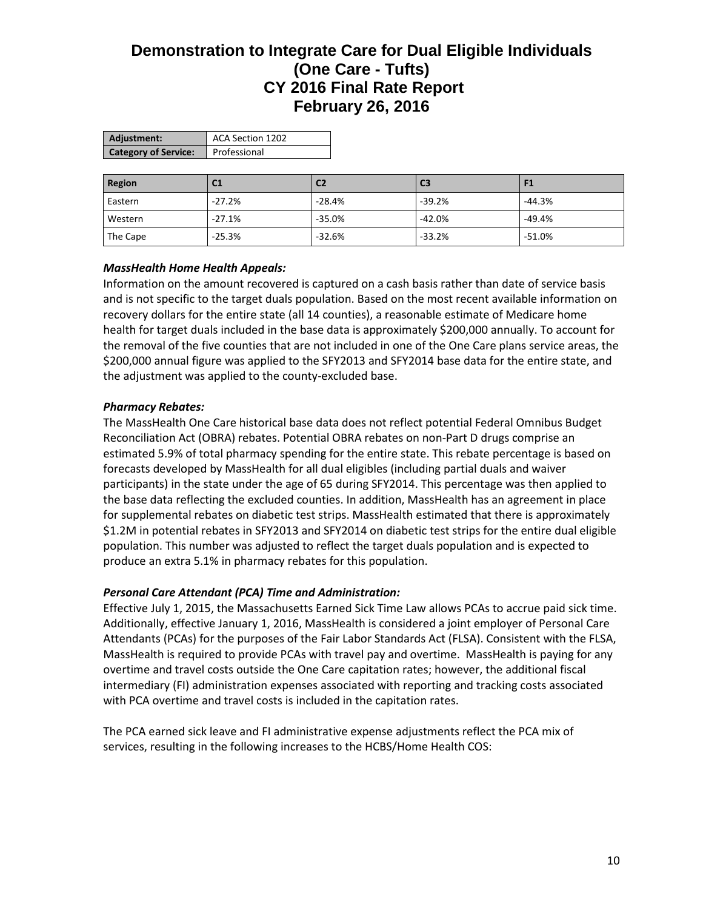| Adjustment: | ACA Section 1202 |
| --- | --- |
| Category of Service: | Professional |

| Region | C1 | C2 | C3 | F1 |
| --- | --- | --- | --- | --- |
| Eastern | -27.2% | -28.4% | -39.2% | -44.3% |
| Western | -27.1% | -35.0% | -42.0% | -49.4% |
| The Cape | -25.3% | -32.6% | -33.2% | -51.0% |

***MassHealth Home Health Appeals:***

Information on the amount recovered is captured on a cash basis rather than date of service basis and is not specific to the target duals population. Based on the most recent available information on recovery dollars for the entire state (all 14 counties), a reasonable estimate of Medicare home health for target duals included in the base data is approximately $200,000 annually. To account for the removal of the five counties that are not included in one of the One Care plans service areas, the $200,000 annual figure was applied to the SFY2013 and SFY2014 base data for the entire state, and the adjustment was applied to the county-excluded base.

***Pharmacy Rebates:***

The MassHealth One Care historical base data does not reflect potential Federal Omnibus Budget Reconciliation Act (OBRA) rebates. Potential OBRA rebates on non-Part D drugs comprise an estimated 5.9% of total pharmacy spending for the entire state. This rebate percentage is based on forecasts developed by MassHealth for all dual eligibles (including partial duals and waiver participants) in the state under the age of 65 during SFY2014. This percentage was then applied to the base data reflecting the excluded counties. In addition, MassHealth has an agreement in place for supplemental rebates on diabetic test strips. MassHealth estimated that there is approximately $1.2M in potential rebates in SFY2013 and SFY2014 on diabetic test strips for the entire dual eligible population. This number was adjusted to reflect the target duals population and is expected to produce an extra 5.1% in pharmacy rebates for this population.

***Personal Care Attendant (PCA) Time and Administration:***

Effective July 1, 2015, the Massachusetts Earned Sick Time Law allows PCAs to accrue paid sick time. Additionally, effective January 1, 2016, MassHealth is considered a joint employer of Personal Care Attendants (PCAs) for the purposes of the Fair Labor Standards Act (FLSA). Consistent with the FLSA, MassHealth is required to provide PCAs with travel pay and overtime. MassHealth is paying for any overtime and travel costs outside the One Care capitation rates; however, the additional fiscal intermediary (FI) administration expenses associated with reporting and tracking costs associated with PCA overtime and travel costs is included in the capitation rates.

The PCA earned sick leave and FI administrative expense adjustments reflect the PCA mix of services, resulting in the following increases to the HCBS/Home Health COS: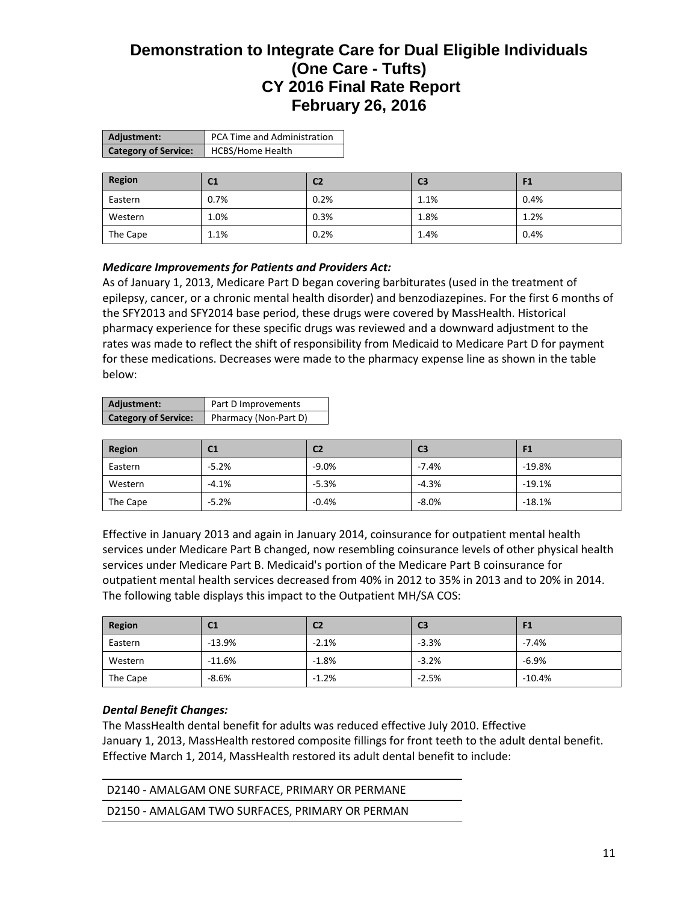| Adjustment: | PCA Time and Administration |
|---|---|
| Category of Service: | HCBS/Home Health |

| Region | C1 | C2 | C3 | F1 |
|---|---|---|---|---|
| Eastern | 0.7% | 0.2% | 1.1% | 0.4% |
| Western | 1.0% | 0.3% | 1.8% | 1.2% |
| The Cape | 1.1% | 0.2% | 1.4% | 0.4% |

***Medicare Improvements for Patients and Providers Act:***

As of January 1, 2013, Medicare Part D began covering barbiturates (used in the treatment of epilepsy, cancer, or a chronic mental health disorder) and benzodiazepines. For the first 6 months of the SFY2013 and SFY2014 base period, these drugs were covered by MassHealth. Historical pharmacy experience for these specific drugs was reviewed and a downward adjustment to the rates was made to reflect the shift of responsibility from Medicaid to Medicare Part D for payment for these medications. Decreases were made to the pharmacy expense line as shown in the table below:

| Adjustment: | Part D Improvements |
|---|---|
| Category of Service: | Pharmacy (Non-Part D) |

| Region | C1 | C2 | C3 | F1 |
|---|---|---|---|---|
| Eastern | -5.2% | -9.0% | -7.4% | -19.8% |
| Western | -4.1% | -5.3% | -4.3% | -19.1% |
| The Cape | -5.2% | -0.4% | -8.0% | -18.1% |

Effective in January 2013 and again in January 2014, coinsurance for outpatient mental health services under Medicare Part B changed, now resembling coinsurance levels of other physical health services under Medicare Part B. Medicaid's portion of the Medicare Part B coinsurance for outpatient mental health services decreased from 40% in 2012 to 35% in 2013 and to 20% in 2014. The following table displays this impact to the Outpatient MH/SA COS:

| Region | C1 | C2 | C3 | F1 |
|---|---|---|---|---|
| Eastern | -13.9% | -2.1% | -3.3% | -7.4% |
| Western | -11.6% | -1.8% | -3.2% | -6.9% |
| The Cape | -8.6% | -1.2% | -2.5% | -10.4% |

***Dental Benefit Changes:***

The MassHealth dental benefit for adults was reduced effective July 2010. Effective January 1, 2013, MassHealth restored composite fillings for front teeth to the adult dental benefit. Effective March 1, 2014, MassHealth restored its adult dental benefit to include:

| D2140 - AMALGAM ONE SURFACE, PRIMARY OR PERMANE |
|---|
| D2150 - AMALGAM TWO SURFACES, PRIMARY OR PERMAN |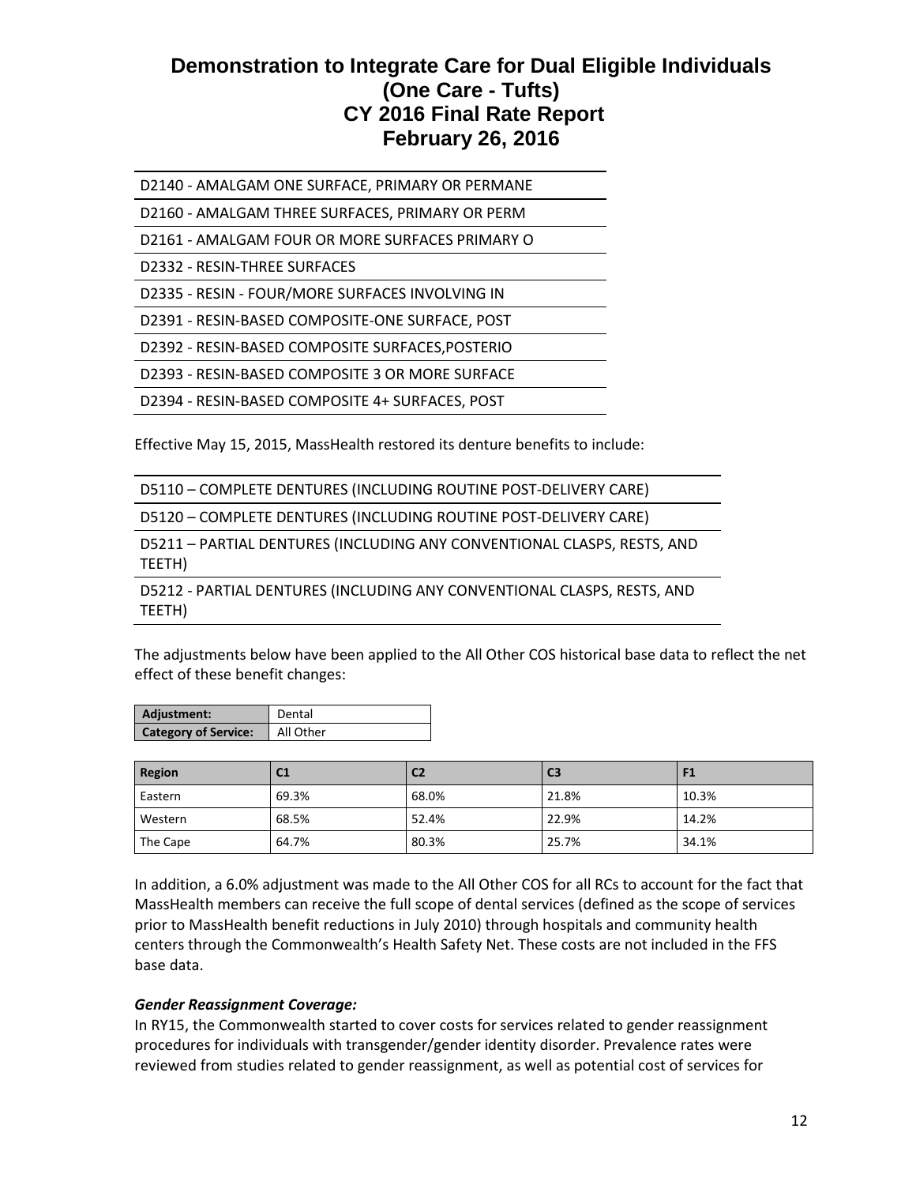| D2140 - AMALGAM ONE SURFACE, PRIMARY OR PERMANE |
|---|
| D2160 - AMALGAM THREE SURFACES, PRIMARY OR PERM |
| D2161 - AMALGAM FOUR OR MORE SURFACES PRIMARY O |
| D2332 - RESIN-THREE SURFACES |
| D2335 - RESIN - FOUR/MORE SURFACES INVOLVING IN |
| D2391 - RESIN-BASED COMPOSITE-ONE SURFACE, POST |
| D2392 - RESIN-BASED COMPOSITE SURFACES,POSTERIO |
| D2393 - RESIN-BASED COMPOSITE 3 OR MORE SURFACE |
| D2394 - RESIN-BASED COMPOSITE 4+ SURFACES, POST |

Effective May 15, 2015, MassHealth restored its denture benefits to include:

| D5110 – COMPLETE DENTURES (INCLUDING ROUTINE POST-DELIVERY CARE) |
|---|
| D5120 – COMPLETE DENTURES (INCLUDING ROUTINE POST-DELIVERY CARE) |
| D5211 – PARTIAL DENTURES (INCLUDING ANY CONVENTIONAL CLASPS, RESTS, AND TEETH) |
| D5212 - PARTIAL DENTURES (INCLUDING ANY CONVENTIONAL CLASPS, RESTS, AND TEETH) |

The adjustments below have been applied to the All Other COS historical base data to reflect the net effect of these benefit changes:

| **Adjustment:** | Dental |
|---|---|
| **Category of Service:** | All Other |

| Region | C1 | C2 | C3 | F1 |
|---|---|---|---|---|
| Eastern | 69.3% | 68.0% | 21.8% | 10.3% |
| Western | 68.5% | 52.4% | 22.9% | 14.2% |
| The Cape | 64.7% | 80.3% | 25.7% | 34.1% |

In addition, a 6.0% adjustment was made to the All Other COS for all RCs to account for the fact that MassHealth members can receive the full scope of dental services (defined as the scope of services prior to MassHealth benefit reductions in July 2010) through hospitals and community health centers through the Commonwealth's Health Safety Net. These costs are not included in the FFS base data.

***Gender Reassignment Coverage:***

In RY15, the Commonwealth started to cover costs for services related to gender reassignment procedures for individuals with transgender/gender identity disorder. Prevalence rates were reviewed from studies related to gender reassignment, as well as potential cost of services for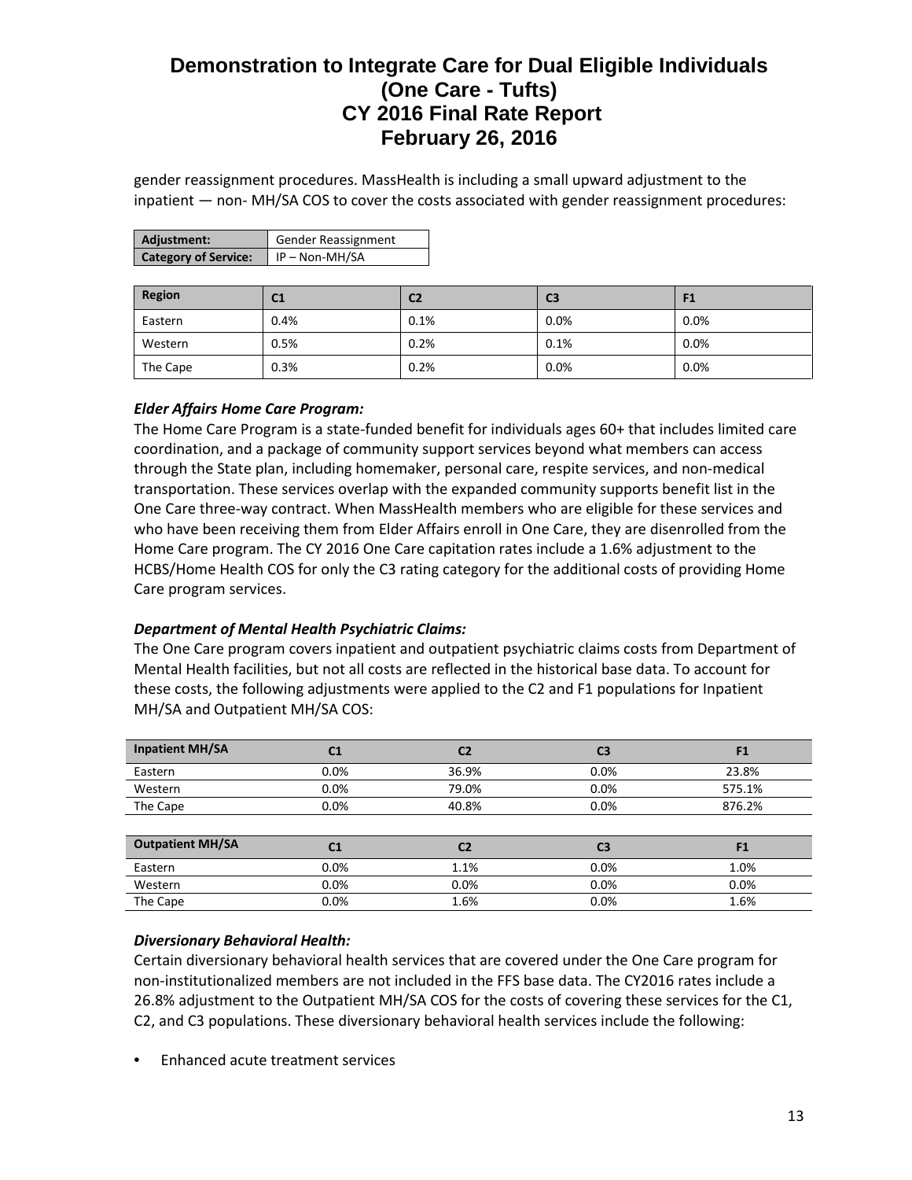gender reassignment procedures. MassHealth is including a small upward adjustment to the inpatient — non- MH/SA COS to cover the costs associated with gender reassignment procedures:

| **Adjustment:** | Gender Reassignment |
|---|---|
| **Category of Service:** | IP – Non-MH/SA |

| Region | C1 | C2 | C3 | F1 |
|---|---|---|---|---|
| Eastern | 0.4% | 0.1% | 0.0% | 0.0% |
| Western | 0.5% | 0.2% | 0.1% | 0.0% |
| The Cape | 0.3% | 0.2% | 0.0% | 0.0% |

***Elder Affairs Home Care Program:***

The Home Care Program is a state-funded benefit for individuals ages 60+ that includes limited care coordination, and a package of community support services beyond what members can access through the State plan, including homemaker, personal care, respite services, and non-medical transportation. These services overlap with the expanded community supports benefit list in the One Care three-way contract. When MassHealth members who are eligible for these services and who have been receiving them from Elder Affairs enroll in One Care, they are disenrolled from the Home Care program. The CY 2016 One Care capitation rates include a 1.6% adjustment to the HCBS/Home Health COS for only the C3 rating category for the additional costs of providing Home Care program services.

***Department of Mental Health Psychiatric Claims:***

The One Care program covers inpatient and outpatient psychiatric claims costs from Department of Mental Health facilities, but not all costs are reflected in the historical base data. To account for these costs, the following adjustments were applied to the C2 and F1 populations for Inpatient MH/SA and Outpatient MH/SA COS:

| Inpatient MH/SA | C1 | C2 | C3 | F1 |
|---|---|---|---|---|
| Eastern | 0.0% | 36.9% | 0.0% | 23.8% |
| Western | 0.0% | 79.0% | 0.0% | 575.1% |
| The Cape | 0.0% | 40.8% | 0.0% | 876.2% |

| Outpatient MH/SA | C1 | C2 | C3 | F1 |
|---|---|---|---|---|
| Eastern | 0.0% | 1.1% | 0.0% | 1.0% |
| Western | 0.0% | 0.0% | 0.0% | 0.0% |
| The Cape | 0.0% | 1.6% | 0.0% | 1.6% |

***Diversionary Behavioral Health:***

Certain diversionary behavioral health services that are covered under the One Care program for non-institutionalized members are not included in the FFS base data. The CY2016 rates include a 26.8% adjustment to the Outpatient MH/SA COS for the costs of covering these services for the C1, C2, and C3 populations. These diversionary behavioral health services include the following:

- Enhanced acute treatment services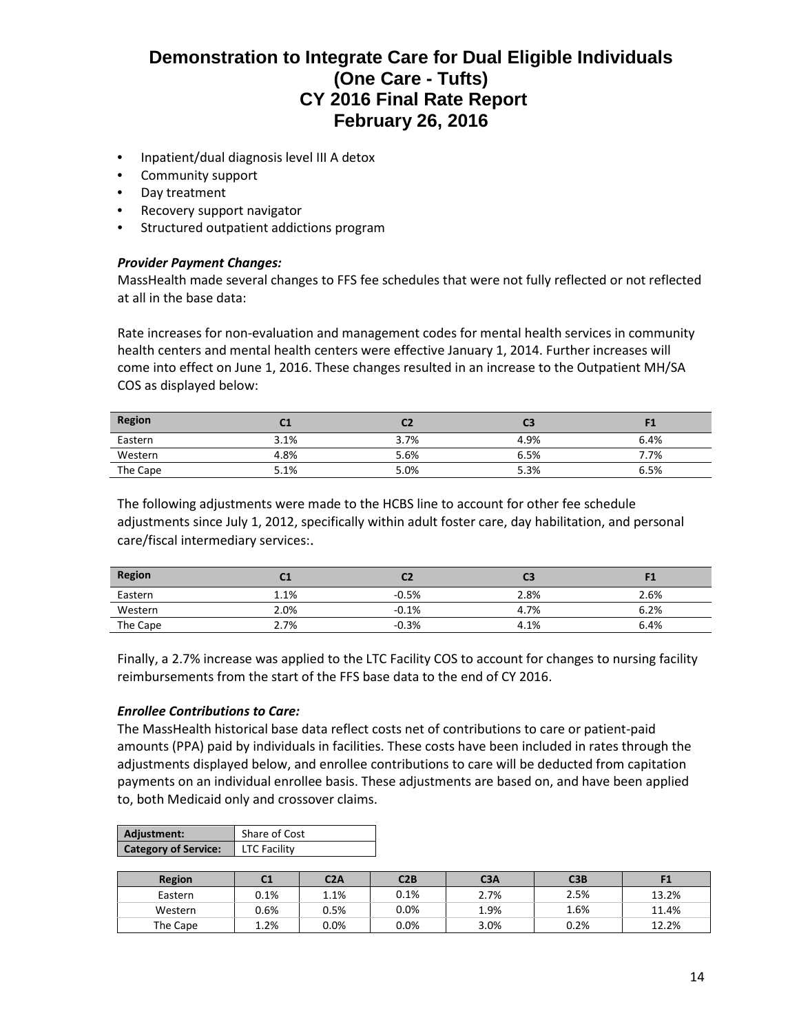- Inpatient/dual diagnosis level III A detox
- Community support
- Day treatment
- Recovery support navigator
- Structured outpatient addictions program

***Provider Payment Changes:***

MassHealth made several changes to FFS fee schedules that were not fully reflected or not reflected at all in the base data:

Rate increases for non-evaluation and management codes for mental health services in community health centers and mental health centers were effective January 1, 2014. Further increases will come into effect on June 1, 2016. These changes resulted in an increase to the Outpatient MH/SA COS as displayed below:

| Region | C1 | C2 | C3 | F1 |
|---|---|---|---|---|
| Eastern | 3.1% | 3.7% | 4.9% | 6.4% |
| Western | 4.8% | 5.6% | 6.5% | 7.7% |
| The Cape | 5.1% | 5.0% | 5.3% | 6.5% |

The following adjustments were made to the HCBS line to account for other fee schedule adjustments since July 1, 2012, specifically within adult foster care, day habilitation, and personal care/fiscal intermediary services:.

| Region | C1 | C2 | C3 | F1 |
|---|---|---|---|---|
| Eastern | 1.1% | -0.5% | 2.8% | 2.6% |
| Western | 2.0% | -0.1% | 4.7% | 6.2% |
| The Cape | 2.7% | -0.3% | 4.1% | 6.4% |

Finally, a 2.7% increase was applied to the LTC Facility COS to account for changes to nursing facility reimbursements from the start of the FFS base data to the end of CY 2016.

***Enrollee Contributions to Care:***

The MassHealth historical base data reflect costs net of contributions to care or patient-paid amounts (PPA) paid by individuals in facilities. These costs have been included in rates through the adjustments displayed below, and enrollee contributions to care will be deducted from capitation payments on an individual enrollee basis. These adjustments are based on, and have been applied to, both Medicaid only and crossover claims.

| **Adjustment:** | Share of Cost |
|---|---|
| **Category of Service:** | LTC Facility |

| Region | C1 | C2A | C2B | C3A | C3B | F1 |
|---|---|---|---|---|---|---|
| Eastern | 0.1% | 1.1% | 0.1% | 2.7% | 2.5% | 13.2% |
| Western | 0.6% | 0.5% | 0.0% | 1.9% | 1.6% | 11.4% |
| The Cape | 1.2% | 0.0% | 0.0% | 3.0% | 0.2% | 12.2% |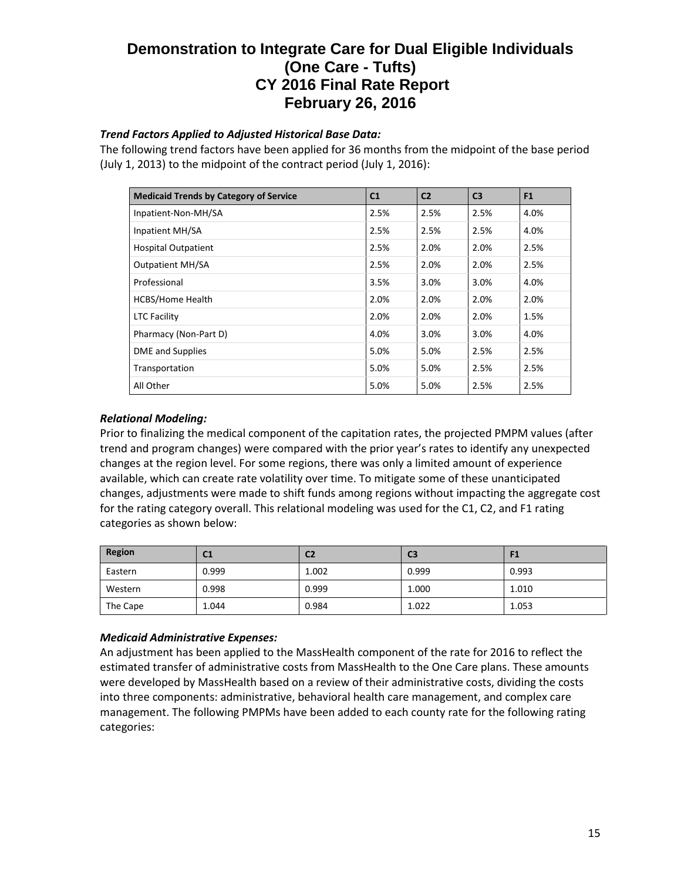# Demonstration to Integrate Care for Dual Eligible Individuals (One Care - Tufts) CY 2016 Final Rate Report February 26, 2016

***Trend Factors Applied to Adjusted Historical Base Data:***

The following trend factors have been applied for 36 months from the midpoint of the base period (July 1, 2013) to the midpoint of the contract period (July 1, 2016):

| Medicaid Trends by Category of Service | C1 | C2 | C3 | F1 |
|---|---|---|---|---|
| Inpatient-Non-MH/SA | 2.5% | 2.5% | 2.5% | 4.0% |
| Inpatient MH/SA | 2.5% | 2.5% | 2.5% | 4.0% |
| Hospital Outpatient | 2.5% | 2.0% | 2.0% | 2.5% |
| Outpatient MH/SA | 2.5% | 2.0% | 2.0% | 2.5% |
| Professional | 3.5% | 3.0% | 3.0% | 4.0% |
| HCBS/Home Health | 2.0% | 2.0% | 2.0% | 2.0% |
| LTC Facility | 2.0% | 2.0% | 2.0% | 1.5% |
| Pharmacy (Non-Part D) | 4.0% | 3.0% | 3.0% | 4.0% |
| DME and Supplies | 5.0% | 5.0% | 2.5% | 2.5% |
| Transportation | 5.0% | 5.0% | 2.5% | 2.5% |
| All Other | 5.0% | 5.0% | 2.5% | 2.5% |

***Relational Modeling:***

Prior to finalizing the medical component of the capitation rates, the projected PMPM values (after trend and program changes) were compared with the prior year's rates to identify any unexpected changes at the region level. For some regions, there was only a limited amount of experience available, which can create rate volatility over time. To mitigate some of these unanticipated changes, adjustments were made to shift funds among regions without impacting the aggregate cost for the rating category overall. This relational modeling was used for the C1, C2, and F1 rating categories as shown below:

| Region | C1 | C2 | C3 | F1 |
|---|---|---|---|---|
| Eastern | 0.999 | 1.002 | 0.999 | 0.993 |
| Western | 0.998 | 0.999 | 1.000 | 1.010 |
| The Cape | 1.044 | 0.984 | 1.022 | 1.053 |

***Medicaid Administrative Expenses:***

An adjustment has been applied to the MassHealth component of the rate for 2016 to reflect the estimated transfer of administrative costs from MassHealth to the One Care plans. These amounts were developed by MassHealth based on a review of their administrative costs, dividing the costs into three components: administrative, behavioral health care management, and complex care management. The following PMPMs have been added to each county rate for the following rating categories: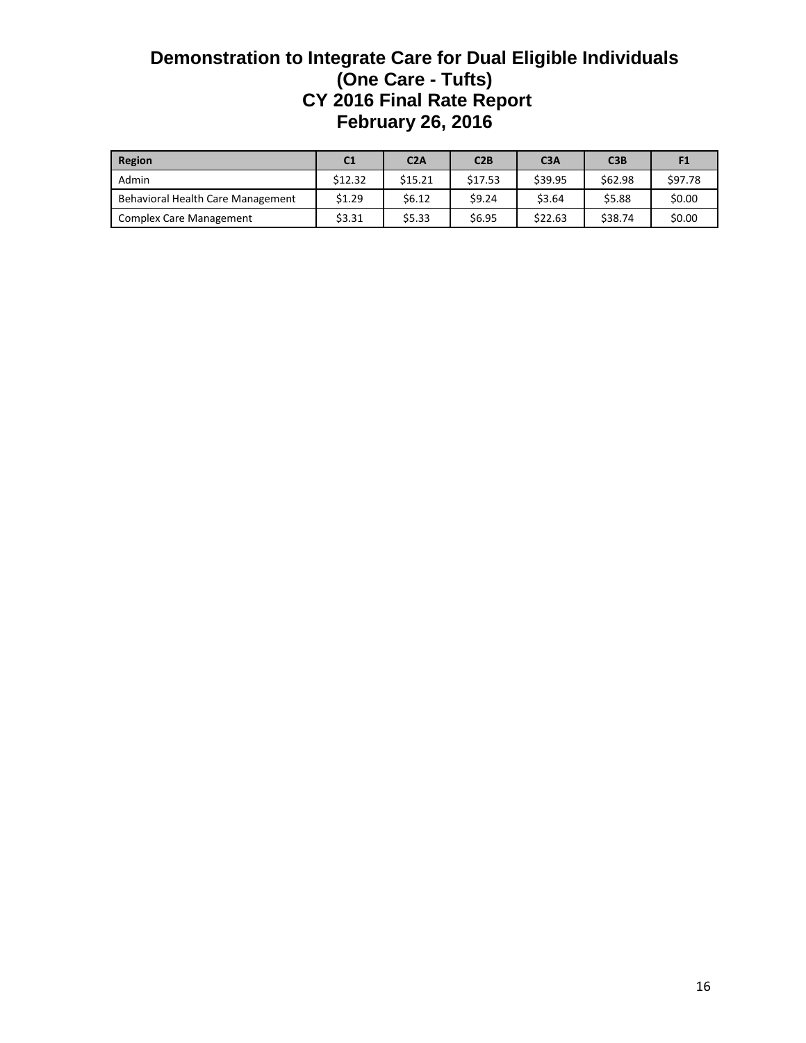# Demonstration to Integrate Care for Dual Eligible Individuals
# (One Care - Tufts)
# CY 2016 Final Rate Report
# February 26, 2016

| Region | C1 | C2A | C2B | C3A | C3B | F1 |
|---|---|---|---|---|---|---|
| Admin | $12.32 | $15.21 | $17.53 | $39.95 | $62.98 | $97.78 |
| Behavioral Health Care Management | $1.29 | $6.12 | $9.24 | $3.64 | $5.88 | $0.00 |
| Complex Care Management | $3.31 | $5.33 | $6.95 | $22.63 | $38.74 | $0.00 |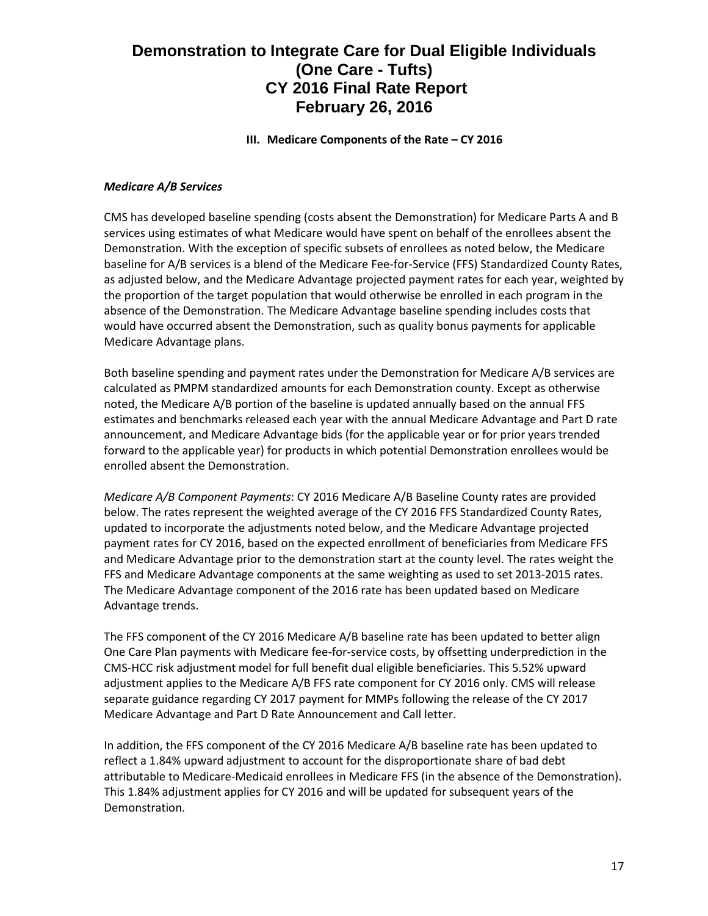### III. Medicare Components of the Rate – CY 2016

***Medicare A/B Services***

CMS has developed baseline spending (costs absent the Demonstration) for Medicare Parts A and B services using estimates of what Medicare would have spent on behalf of the enrollees absent the Demonstration. With the exception of specific subsets of enrollees as noted below, the Medicare baseline for A/B services is a blend of the Medicare Fee-for-Service (FFS) Standardized County Rates, as adjusted below, and the Medicare Advantage projected payment rates for each year, weighted by the proportion of the target population that would otherwise be enrolled in each program in the absence of the Demonstration. The Medicare Advantage baseline spending includes costs that would have occurred absent the Demonstration, such as quality bonus payments for applicable Medicare Advantage plans.

Both baseline spending and payment rates under the Demonstration for Medicare A/B services are calculated as PMPM standardized amounts for each Demonstration county. Except as otherwise noted, the Medicare A/B portion of the baseline is updated annually based on the annual FFS estimates and benchmarks released each year with the annual Medicare Advantage and Part D rate announcement, and Medicare Advantage bids (for the applicable year or for prior years trended forward to the applicable year) for products in which potential Demonstration enrollees would be enrolled absent the Demonstration.

*Medicare A/B Component Payments*: CY 2016 Medicare A/B Baseline County rates are provided below. The rates represent the weighted average of the CY 2016 FFS Standardized County Rates, updated to incorporate the adjustments noted below, and the Medicare Advantage projected payment rates for CY 2016, based on the expected enrollment of beneficiaries from Medicare FFS and Medicare Advantage prior to the demonstration start at the county level. The rates weight the FFS and Medicare Advantage components at the same weighting as used to set 2013-2015 rates. The Medicare Advantage component of the 2016 rate has been updated based on Medicare Advantage trends.

The FFS component of the CY 2016 Medicare A/B baseline rate has been updated to better align One Care Plan payments with Medicare fee-for-service costs, by offsetting underprediction in the CMS-HCC risk adjustment model for full benefit dual eligible beneficiaries. This 5.52% upward adjustment applies to the Medicare A/B FFS rate component for CY 2016 only. CMS will release separate guidance regarding CY 2017 payment for MMPs following the release of the CY 2017 Medicare Advantage and Part D Rate Announcement and Call letter.

In addition, the FFS component of the CY 2016 Medicare A/B baseline rate has been updated to reflect a 1.84% upward adjustment to account for the disproportionate share of bad debt attributable to Medicare-Medicaid enrollees in Medicare FFS (in the absence of the Demonstration). This 1.84% adjustment applies for CY 2016 and will be updated for subsequent years of the Demonstration.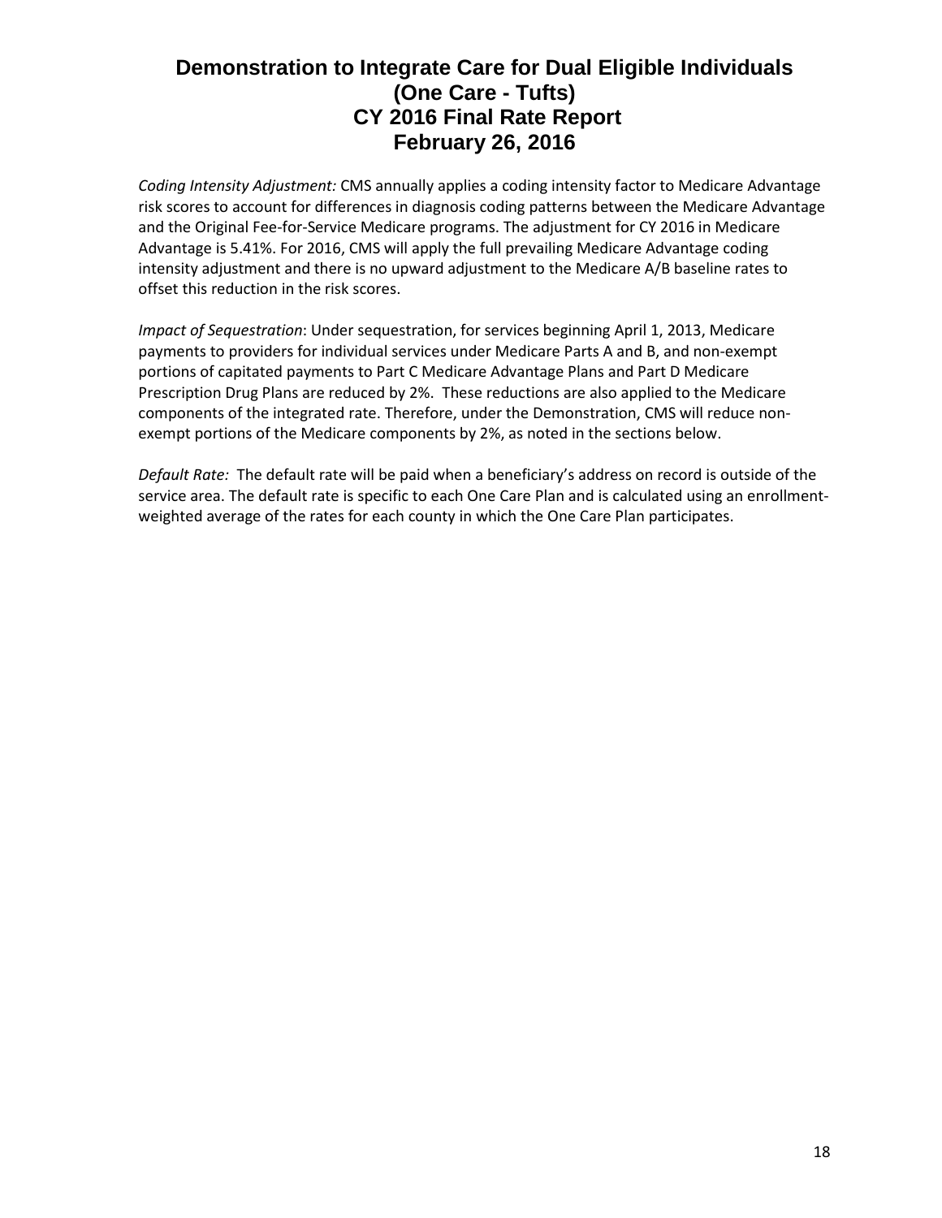*Coding Intensity Adjustment:* CMS annually applies a coding intensity factor to Medicare Advantage risk scores to account for differences in diagnosis coding patterns between the Medicare Advantage and the Original Fee-for-Service Medicare programs. The adjustment for CY 2016 in Medicare Advantage is 5.41%. For 2016, CMS will apply the full prevailing Medicare Advantage coding intensity adjustment and there is no upward adjustment to the Medicare A/B baseline rates to offset this reduction in the risk scores.

*Impact of Sequestration*: Under sequestration, for services beginning April 1, 2013, Medicare payments to providers for individual services under Medicare Parts A and B, and non-exempt portions of capitated payments to Part C Medicare Advantage Plans and Part D Medicare Prescription Drug Plans are reduced by 2%. These reductions are also applied to the Medicare components of the integrated rate. Therefore, under the Demonstration, CMS will reduce non-exempt portions of the Medicare components by 2%, as noted in the sections below.

*Default Rate:* The default rate will be paid when a beneficiary's address on record is outside of the service area. The default rate is specific to each One Care Plan and is calculated using an enrollment-weighted average of the rates for each county in which the One Care Plan participates.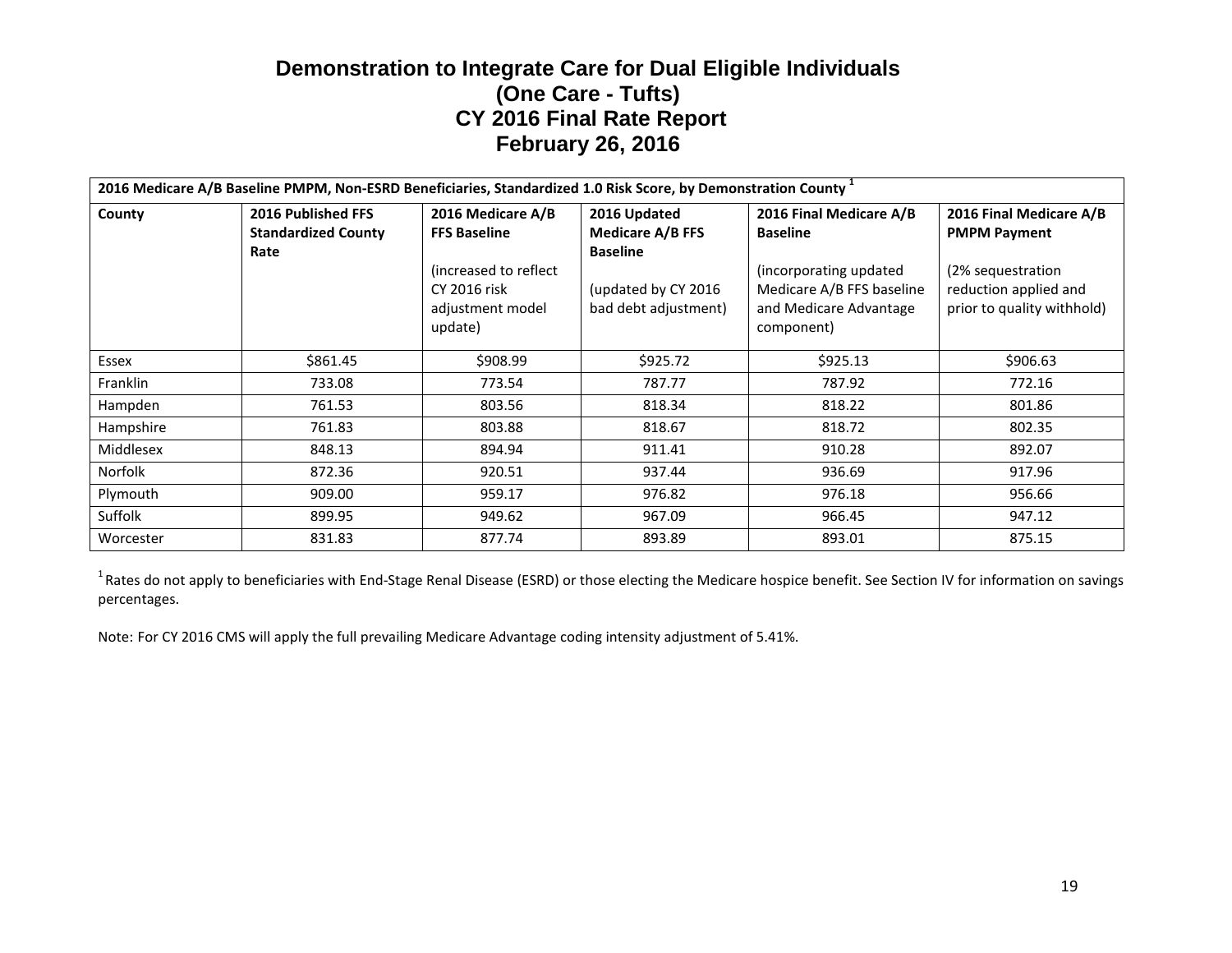# Demonstration to Integrate Care for Dual Eligible Individuals
# (One Care - Tufts)
# CY 2016 Final Rate Report
# February 26, 2016

| 2016 Medicare A/B Baseline PMPM, Non-ESRD Beneficiaries, Standardized 1.0 Risk Score, by Demonstration County [1] | | | | | |
|---|---|---|---|---|---|
| **County** | **2016 Published FFS Standardized County Rate** | **2016 Medicare A/B FFS Baseline** (increased to reflect CY 2016 risk adjustment model update) | **2016 Updated Medicare A/B FFS Baseline** (updated by CY 2016 bad debt adjustment) | **2016 Final Medicare A/B Baseline** (incorporating updated Medicare A/B FFS baseline and Medicare Advantage component) | **2016 Final Medicare A/B PMPM Payment** (2% sequestration reduction applied and prior to quality withhold) |
| Essex | $861.45 | $908.99 | $925.72 | $925.13 | $906.63 |
| Franklin | 733.08 | 773.54 | 787.77 | 787.92 | 772.16 |
| Hampden | 761.53 | 803.56 | 818.34 | 818.22 | 801.86 |
| Hampshire | 761.83 | 803.88 | 818.67 | 818.72 | 802.35 |
| Middlesex | 848.13 | 894.94 | 911.41 | 910.28 | 892.07 |
| Norfolk | 872.36 | 920.51 | 937.44 | 936.69 | 917.96 |
| Plymouth | 909.00 | 959.17 | 976.82 | 976.18 | 956.66 |
| Suffolk | 899.95 | 949.62 | 967.09 | 966.45 | 947.12 |
| Worcester | 831.83 | 877.74 | 893.89 | 893.01 | 875.15 |

[1] Rates do not apply to beneficiaries with End-Stage Renal Disease (ESRD) or those electing the Medicare hospice benefit. See Section IV for information on savings percentages.

Note: For CY 2016 CMS will apply the full prevailing Medicare Advantage coding intensity adjustment of 5.41%.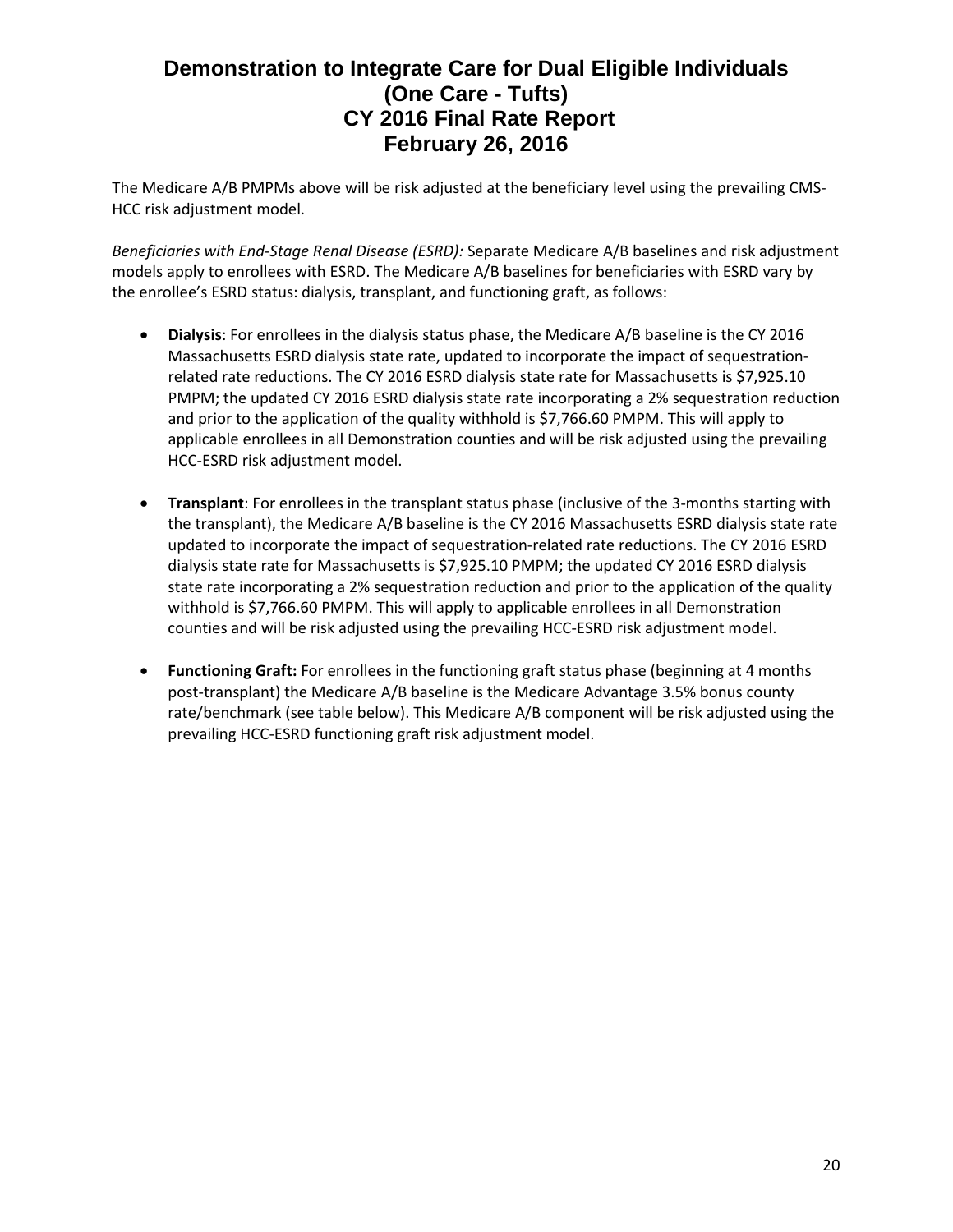The Medicare A/B PMPMs above will be risk adjusted at the beneficiary level using the prevailing CMS-HCC risk adjustment model.

*Beneficiaries with End-Stage Renal Disease (ESRD):* Separate Medicare A/B baselines and risk adjustment models apply to enrollees with ESRD. The Medicare A/B baselines for beneficiaries with ESRD vary by the enrollee's ESRD status: dialysis, transplant, and functioning graft, as follows:

- **Dialysis**: For enrollees in the dialysis status phase, the Medicare A/B baseline is the CY 2016 Massachusetts ESRD dialysis state rate, updated to incorporate the impact of sequestration-related rate reductions. The CY 2016 ESRD dialysis state rate for Massachusetts is $7,925.10 PMPM; the updated CY 2016 ESRD dialysis state rate incorporating a 2% sequestration reduction and prior to the application of the quality withhold is $7,766.60 PMPM. This will apply to applicable enrollees in all Demonstration counties and will be risk adjusted using the prevailing HCC-ESRD risk adjustment model.

- **Transplant**: For enrollees in the transplant status phase (inclusive of the 3-months starting with the transplant), the Medicare A/B baseline is the CY 2016 Massachusetts ESRD dialysis state rate updated to incorporate the impact of sequestration-related rate reductions. The CY 2016 ESRD dialysis state rate for Massachusetts is $7,925.10 PMPM; the updated CY 2016 ESRD dialysis state rate incorporating a 2% sequestration reduction and prior to the application of the quality withhold is $7,766.60 PMPM. This will apply to applicable enrollees in all Demonstration counties and will be risk adjusted using the prevailing HCC-ESRD risk adjustment model.

- **Functioning Graft:** For enrollees in the functioning graft status phase (beginning at 4 months post-transplant) the Medicare A/B baseline is the Medicare Advantage 3.5% bonus county rate/benchmark (see table below). This Medicare A/B component will be risk adjusted using the prevailing HCC-ESRD functioning graft risk adjustment model.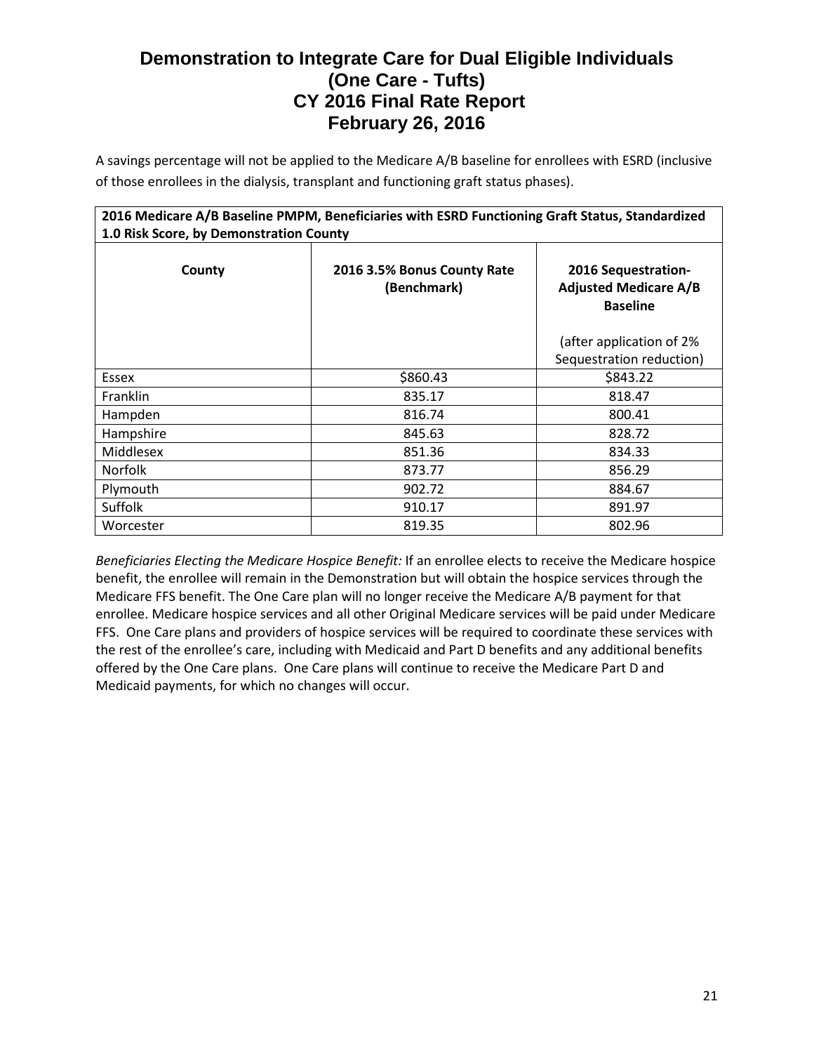# Demonstration to Integrate Care for Dual Eligible Individuals (One Care - Tufts) CY 2016 Final Rate Report February 26, 2016

A savings percentage will not be applied to the Medicare A/B baseline for enrollees with ESRD (inclusive of those enrollees in the dialysis, transplant and functioning graft status phases).

| **2016 Medicare A/B Baseline PMPM, Beneficiaries with ESRD Functioning Graft Status, Standardized 1.0 Risk Score, by Demonstration County** | | |
|---|---|---|
| **County** | **2016 3.5% Bonus County Rate (Benchmark)** | **2016 Sequestration-Adjusted Medicare A/B Baseline**<br><br>(after application of 2% Sequestration reduction) |
| Essex | $860.43 | $843.22 |
| Franklin | 835.17 | 818.47 |
| Hampden | 816.74 | 800.41 |
| Hampshire | 845.63 | 828.72 |
| Middlesex | 851.36 | 834.33 |
| Norfolk | 873.77 | 856.29 |
| Plymouth | 902.72 | 884.67 |
| Suffolk | 910.17 | 891.97 |
| Worcester | 819.35 | 802.96 |

*Beneficiaries Electing the Medicare Hospice Benefit:* If an enrollee elects to receive the Medicare hospice benefit, the enrollee will remain in the Demonstration but will obtain the hospice services through the Medicare FFS benefit. The One Care plan will no longer receive the Medicare A/B payment for that enrollee. Medicare hospice services and all other Original Medicare services will be paid under Medicare FFS. One Care plans and providers of hospice services will be required to coordinate these services with the rest of the enrollee's care, including with Medicaid and Part D benefits and any additional benefits offered by the One Care plans. One Care plans will continue to receive the Medicare Part D and Medicaid payments, for which no changes will occur.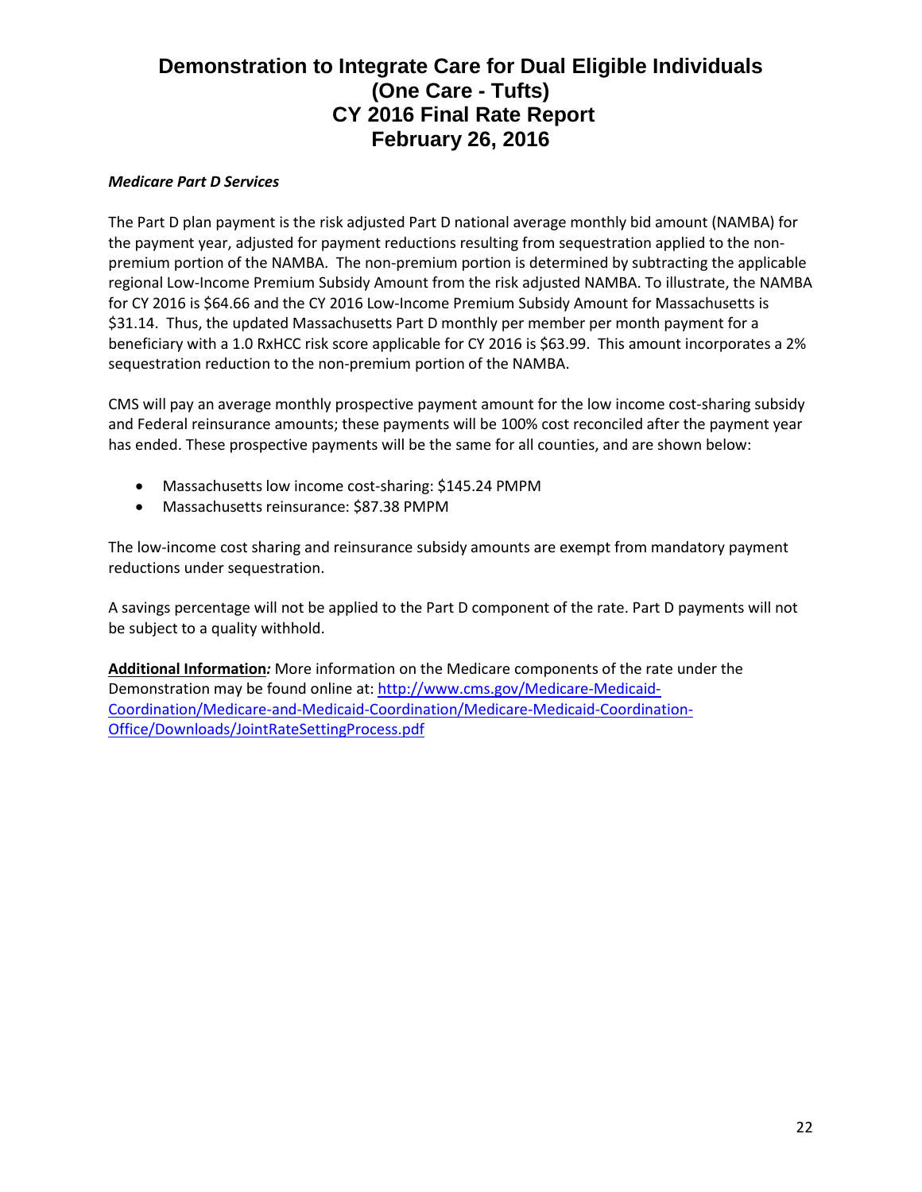*Medicare Part D Services*

The Part D plan payment is the risk adjusted Part D national average monthly bid amount (NAMBA) for the payment year, adjusted for payment reductions resulting from sequestration applied to the non-premium portion of the NAMBA. The non-premium portion is determined by subtracting the applicable regional Low-Income Premium Subsidy Amount from the risk adjusted NAMBA. To illustrate, the NAMBA for CY 2016 is $64.66 and the CY 2016 Low-Income Premium Subsidy Amount for Massachusetts is $31.14. Thus, the updated Massachusetts Part D monthly per member per month payment for a beneficiary with a 1.0 RxHCC risk score applicable for CY 2016 is $63.99. This amount incorporates a 2% sequestration reduction to the non-premium portion of the NAMBA.

CMS will pay an average monthly prospective payment amount for the low income cost-sharing subsidy and Federal reinsurance amounts; these payments will be 100% cost reconciled after the payment year has ended. These prospective payments will be the same for all counties, and are shown below:

- Massachusetts low income cost-sharing: $145.24 PMPM
- Massachusetts reinsurance: $87.38 PMPM

The low-income cost sharing and reinsurance subsidy amounts are exempt from mandatory payment reductions under sequestration.

A savings percentage will not be applied to the Part D component of the rate. Part D payments will not be subject to a quality withhold.

**Additional Information***:* More information on the Medicare components of the rate under the Demonstration may be found online at: http://www.cms.gov/Medicare-Medicaid-Coordination/Medicare-and-Medicaid-Coordination/Medicare-Medicaid-Coordination-Office/Downloads/JointRateSettingProcess.pdf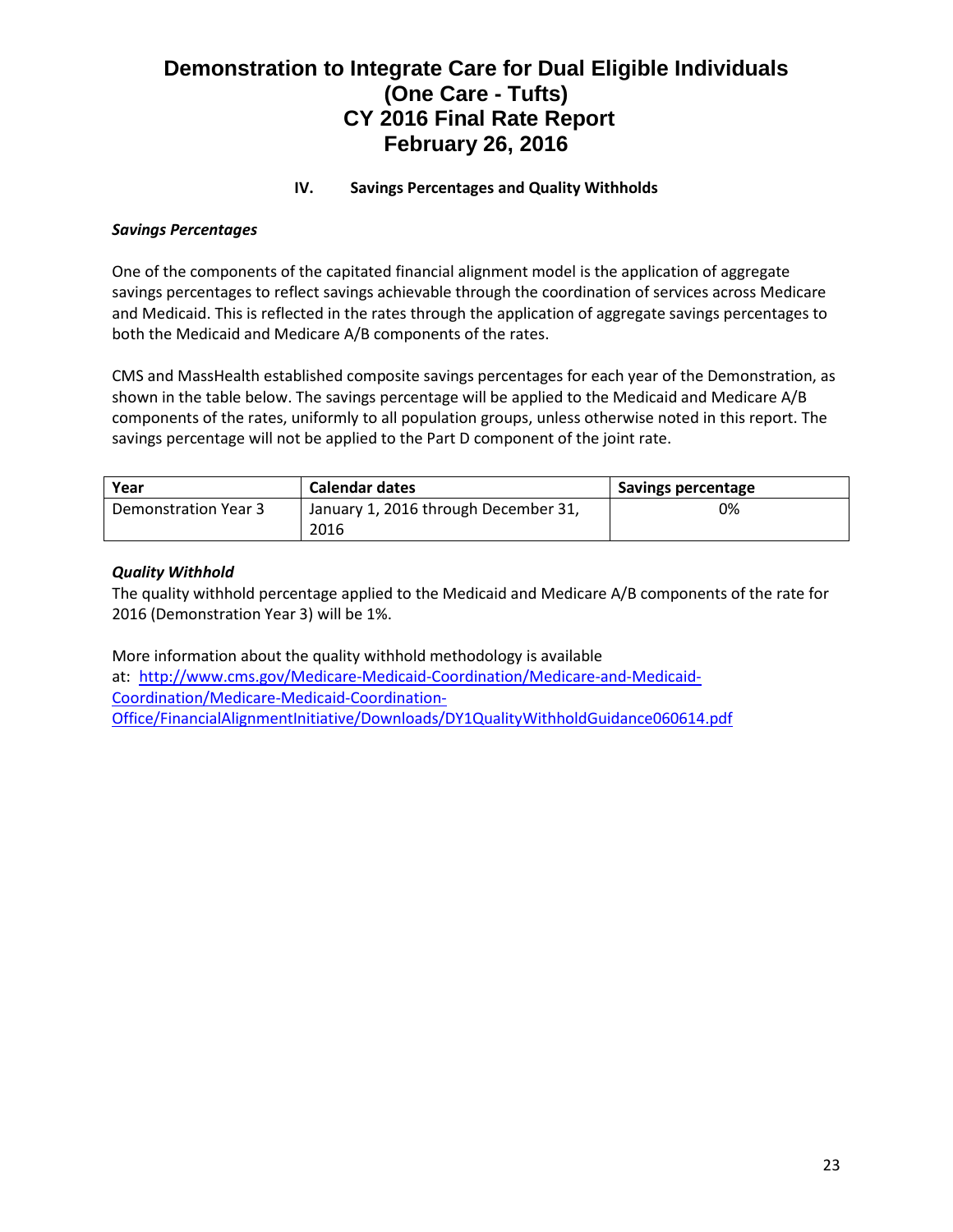# Demonstration to Integrate Care for Dual Eligible Individuals (One Care - Tufts) CY 2016 Final Rate Report February 26, 2016

## IV. Savings Percentages and Quality Withholds

### *Savings Percentages*

One of the components of the capitated financial alignment model is the application of aggregate savings percentages to reflect savings achievable through the coordination of services across Medicare and Medicaid. This is reflected in the rates through the application of aggregate savings percentages to both the Medicaid and Medicare A/B components of the rates.

CMS and MassHealth established composite savings percentages for each year of the Demonstration, as shown in the table below. The savings percentage will be applied to the Medicaid and Medicare A/B components of the rates, uniformly to all population groups, unless otherwise noted in this report. The savings percentage will not be applied to the Part D component of the joint rate.

| Year | Calendar dates | Savings percentage |
|---|---|---|
| Demonstration Year 3 | January 1, 2016 through December 31, 2016 | 0% |

### *Quality Withhold*

The quality withhold percentage applied to the Medicaid and Medicare A/B components of the rate for 2016 (Demonstration Year 3) will be 1%.

More information about the quality withhold methodology is available at: http://www.cms.gov/Medicare-Medicaid-Coordination/Medicare-and-Medicaid-Coordination/Medicare-Medicaid-Coordination-Office/FinancialAlignmentInitiative/Downloads/DY1QualityWithholdGuidance060614.pdf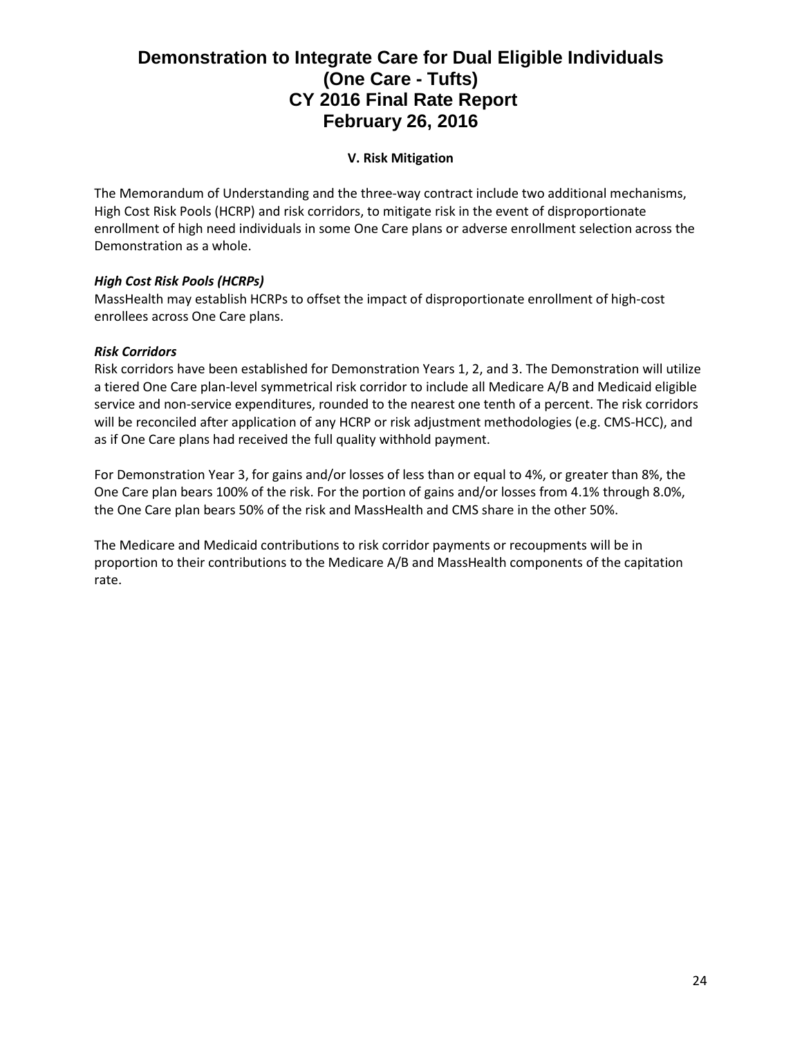## V. Risk Mitigation

The Memorandum of Understanding and the three-way contract include two additional mechanisms, High Cost Risk Pools (HCRP) and risk corridors, to mitigate risk in the event of disproportionate enrollment of high need individuals in some One Care plans or adverse enrollment selection across the Demonstration as a whole.

### *High Cost Risk Pools (HCRPs)*

MassHealth may establish HCRPs to offset the impact of disproportionate enrollment of high-cost enrollees across One Care plans.

### *Risk Corridors*

Risk corridors have been established for Demonstration Years 1, 2, and 3. The Demonstration will utilize a tiered One Care plan-level symmetrical risk corridor to include all Medicare A/B and Medicaid eligible service and non-service expenditures, rounded to the nearest one tenth of a percent. The risk corridors will be reconciled after application of any HCRP or risk adjustment methodologies (e.g. CMS-HCC), and as if One Care plans had received the full quality withhold payment.

For Demonstration Year 3, for gains and/or losses of less than or equal to 4%, or greater than 8%, the One Care plan bears 100% of the risk. For the portion of gains and/or losses from 4.1% through 8.0%, the One Care plan bears 50% of the risk and MassHealth and CMS share in the other 50%.

The Medicare and Medicaid contributions to risk corridor payments or recoupments will be in proportion to their contributions to the Medicare A/B and MassHealth components of the capitation rate.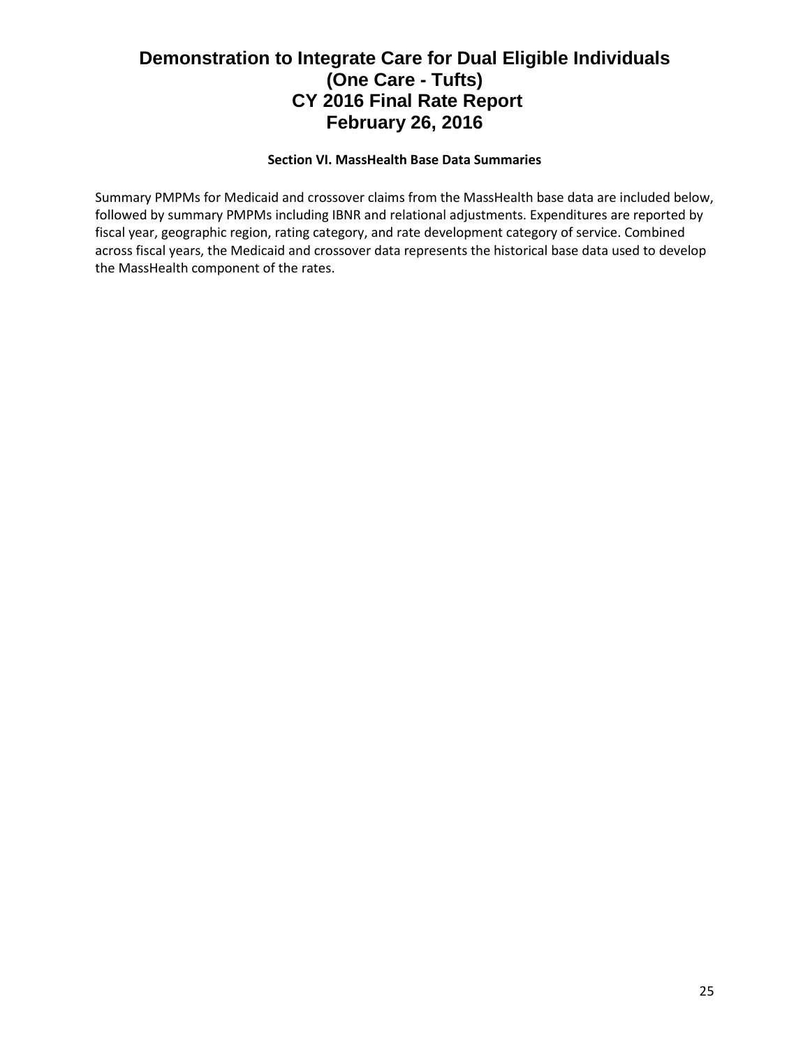## Section VI. MassHealth Base Data Summaries

Summary PMPMs for Medicaid and crossover claims from the MassHealth base data are included below, followed by summary PMPMs including IBNR and relational adjustments. Expenditures are reported by fiscal year, geographic region, rating category, and rate development category of service. Combined across fiscal years, the Medicaid and crossover data represents the historical base data used to develop the MassHealth component of the rates.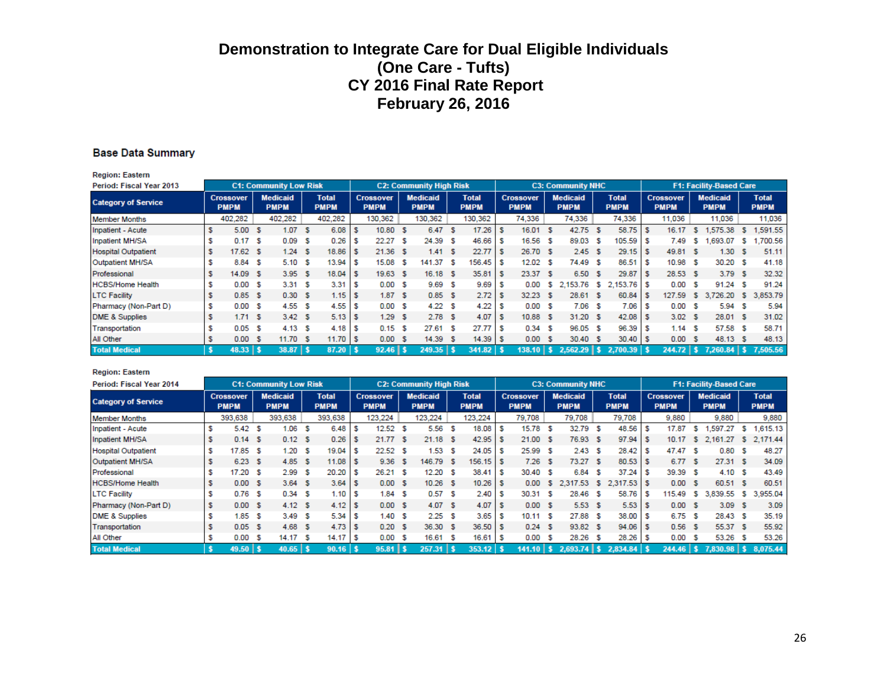# Demonstration to Integrate Care for Dual Eligible Individuals
# (One Care - Tufts)
# CY 2016 Final Rate Report
# February 26, 2016

## Base Data Summary

Region: Eastern
Period: Fiscal Year 2013

| Category of Service | C1: Community Low Risk | | | C2: Community High Risk | | | C3: Community NHC | | | F1: Facility-Based Care | | |
|---|---|---|---|---|---|---|---|---|---|---|---|---|
| | Crossover PMPM | Medicaid PMPM | Total PMPM | Crossover PMPM | Medicaid PMPM | Total PMPM | Crossover PMPM | Medicaid PMPM | Total PMPM | Crossover PMPM | Medicaid PMPM | Total PMPM |
| Member Months | 402,282 | 402,282 | 402,282 | 130,362 | 130,362 | 130,362 | 74,336 | 74,336 | 74,336 | 11,036 | 11,036 | 11,036 |
| Inpatient - Acute | $ 5.00 | $ 1.07 | $ 6.08 | $ 10.80 | $ 6.47 | $ 17.26 | $ 16.01 | $ 42.75 | $ 58.75 | $ 16.17 | $ 1,575.38 | $ 1,591.55 |
| Inpatient MH/SA | $ 0.17 | $ 0.09 | $ 0.26 | $ 22.27 | $ 24.39 | $ 46.66 | $ 16.56 | $ 89.03 | $ 105.59 | $ 7.49 | $ 1,693.07 | $ 1,700.56 |
| Hospital Outpatient | $ 17.62 | $ 1.24 | $ 18.86 | $ 21.36 | $ 1.41 | $ 22.77 | $ 26.70 | $ 2.45 | $ 29.15 | $ 49.81 | $ 1.30 | $ 51.11 |
| Outpatient MH/SA | $ 8.84 | $ 5.10 | $ 13.94 | $ 15.08 | $ 141.37 | $ 156.45 | $ 12.02 | $ 74.49 | $ 86.51 | $ 10.98 | $ 30.20 | $ 41.18 |
| Professional | $ 14.09 | $ 3.95 | $ 18.04 | $ 19.63 | $ 16.18 | $ 35.81 | $ 23.37 | $ 6.50 | $ 29.87 | $ 28.53 | $ 3.79 | $ 32.32 |
| HCBS/Home Health | $ 0.00 | $ 3.31 | $ 3.31 | $ 0.00 | $ 9.69 | $ 9.69 | $ 0.00 | $ 2,153.76 | $ 2,153.76 | $ 0.00 | $ 91.24 | $ 91.24 |
| LTC Facility | $ 0.85 | $ 0.30 | $ 1.15 | $ 1.87 | $ 0.85 | $ 2.72 | $ 32.23 | $ 28.61 | $ 60.84 | $ 127.59 | $ 3,726.20 | $ 3,853.79 |
| Pharmacy (Non-Part D) | $ 0.00 | $ 4.55 | $ 4.55 | $ 0.00 | $ 4.22 | $ 4.22 | $ 0.00 | $ 7.06 | $ 7.06 | $ 0.00 | $ 5.94 | $ 5.94 |
| DME & Supplies | $ 1.71 | $ 3.42 | $ 5.13 | $ 1.29 | $ 2.78 | $ 4.07 | $ 10.88 | $ 31.20 | $ 42.08 | $ 3.02 | $ 28.01 | $ 31.02 |
| Transportation | $ 0.05 | $ 4.13 | $ 4.18 | $ 0.15 | $ 27.61 | $ 27.77 | $ 0.34 | $ 96.05 | $ 96.39 | $ 1.14 | $ 57.58 | $ 58.71 |
| All Other | $ 0.00 | $ 11.70 | $ 11.70 | $ 0.00 | $ 14.39 | $ 14.39 | $ 0.00 | $ 30.40 | $ 30.40 | $ 0.00 | $ 48.13 | $ 48.13 |
| **Total Medical** | **$ 48.33** | **$ 38.87** | **$ 87.20** | **$ 92.46** | **$ 249.35** | **$ 341.82** | **$ 138.10** | **$ 2,562.29** | **$ 2,700.39** | **$ 244.72** | **$ 7,260.84** | **$ 7,505.56** |

Region: Eastern
Period: Fiscal Year 2014

| Category of Service | C1: Community Low Risk | | | C2: Community High Risk | | | C3: Community NHC | | | F1: Facility-Based Care | | |
|---|---|---|---|---|---|---|---|---|---|---|---|---|
| | Crossover PMPM | Medicaid PMPM | Total PMPM | Crossover PMPM | Medicaid PMPM | Total PMPM | Crossover PMPM | Medicaid PMPM | Total PMPM | Crossover PMPM | Medicaid PMPM | Total PMPM |
| Member Months | 393,638 | 393,638 | 393,638 | 123,224 | 123,224 | 123,224 | 79,708 | 79,708 | 79,708 | 9,880 | 9,880 | 9,880 |
| Inpatient - Acute | $ 5.42 | $ 1.06 | $ 6.48 | $ 12.52 | $ 5.56 | $ 18.08 | $ 15.78 | $ 32.79 | $ 48.56 | $ 17.87 | $ 1,597.27 | $ 1,615.13 |
| Inpatient MH/SA | $ 0.14 | $ 0.12 | $ 0.26 | $ 21.77 | $ 21.18 | $ 42.95 | $ 21.00 | $ 76.93 | $ 97.94 | $ 10.17 | $ 2,161.27 | $ 2,171.44 |
| Hospital Outpatient | $ 17.85 | $ 1.20 | $ 19.04 | $ 22.52 | $ 1.53 | $ 24.05 | $ 25.99 | $ 2.43 | $ 28.42 | $ 47.47 | $ 0.80 | $ 48.27 |
| Outpatient MH/SA | $ 6.23 | $ 4.85 | $ 11.08 | $ 9.36 | $ 146.79 | $ 156.15 | $ 7.26 | $ 73.27 | $ 80.53 | $ 6.77 | $ 27.31 | $ 34.09 |
| Professional | $ 17.20 | $ 2.99 | $ 20.20 | $ 26.21 | $ 12.20 | $ 38.41 | $ 30.40 | $ 6.84 | $ 37.24 | $ 39.39 | $ 4.10 | $ 43.49 |
| HCBS/Home Health | $ 0.00 | $ 3.64 | $ 3.64 | $ 0.00 | $ 10.26 | $ 10.26 | $ 0.00 | $ 2,317.53 | $ 2,317.53 | $ 0.00 | $ 60.51 | $ 60.51 |
| LTC Facility | $ 0.76 | $ 0.34 | $ 1.10 | $ 1.84 | $ 0.57 | $ 2.40 | $ 30.31 | $ 28.46 | $ 58.76 | $ 115.49 | $ 3,839.55 | $ 3,955.04 |
| Pharmacy (Non-Part D) | $ 0.00 | $ 4.12 | $ 4.12 | $ 0.00 | $ 4.07 | $ 4.07 | $ 0.00 | $ 5.53 | $ 5.53 | $ 0.00 | $ 3.09 | $ 3.09 |
| DME & Supplies | $ 1.85 | $ 3.49 | $ 5.34 | $ 1.40 | $ 2.25 | $ 3.65 | $ 10.11 | $ 27.88 | $ 38.00 | $ 6.75 | $ 28.43 | $ 35.19 |
| Transportation | $ 0.05 | $ 4.68 | $ 4.73 | $ 0.20 | $ 36.30 | $ 36.50 | $ 0.24 | $ 93.82 | $ 94.06 | $ 0.56 | $ 55.37 | $ 55.92 |
| All Other | $ 0.00 | $ 14.17 | $ 14.17 | $ 0.00 | $ 16.61 | $ 16.61 | $ 0.00 | $ 28.26 | $ 28.26 | $ 0.00 | $ 53.26 | $ 53.26 |
| **Total Medical** | **$ 49.50** | **$ 40.65** | **$ 90.16** | **$ 95.81** | **$ 257.31** | **$ 353.12** | **$ 141.10** | **$ 2,693.74** | **$ 2,834.84** | **$ 244.46** | **$ 7,830.98** | **$ 8,075.44** |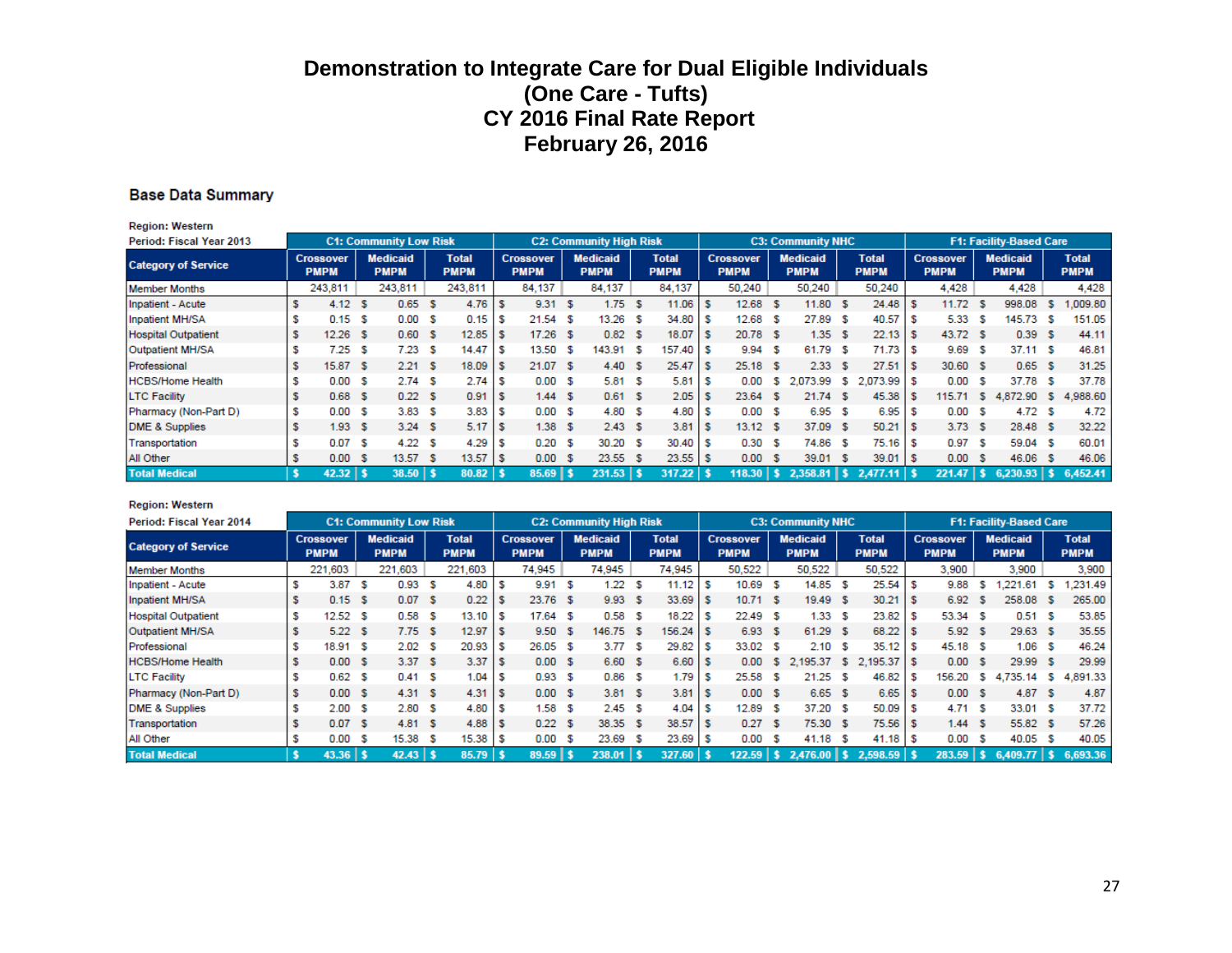# Demonstration to Integrate Care for Dual Eligible Individuals
# (One Care - Tufts)
# CY 2016 Final Rate Report
# February 26, 2016

## Base Data Summary

Region: Western
Period: Fiscal Year 2013

| Category of Service | C1: Community Low Risk | | | C2: Community High Risk | | | C3: Community NHC | | | F1: Facility-Based Care | | |
|---|---|---|---|---|---|---|---|---|---|---|---|---|
| | Crossover PMPM | Medicaid PMPM | Total PMPM | Crossover PMPM | Medicaid PMPM | Total PMPM | Crossover PMPM | Medicaid PMPM | Total PMPM | Crossover PMPM | Medicaid PMPM | Total PMPM |
| Member Months | 243,811 | 243,811 | 243,811 | 84,137 | 84,137 | 84,137 | 50,240 | 50,240 | 50,240 | 4,428 | 4,428 | 4,428 |
| Inpatient - Acute | $ 4.12 | $ 0.65 | $ 4.76 | $ 9.31 | $ 1.75 | $ 11.06 | $ 12.68 | $ 11.80 | $ 24.48 | $ 11.72 | $ 998.08 | $ 1,009.80 |
| Inpatient MH/SA | $ 0.15 | $ 0.00 | $ 0.15 | $ 21.54 | $ 13.26 | $ 34.80 | $ 12.68 | $ 27.89 | $ 40.57 | $ 5.33 | $ 145.73 | $ 151.05 |
| Hospital Outpatient | $ 12.26 | $ 0.60 | $ 12.85 | $ 17.26 | $ 0.82 | $ 18.07 | $ 20.78 | $ 1.35 | $ 22.13 | $ 43.72 | $ 0.39 | $ 44.11 |
| Outpatient MH/SA | $ 7.25 | $ 7.23 | $ 14.47 | $ 13.50 | $ 143.91 | $ 157.40 | $ 9.94 | $ 61.79 | $ 71.73 | $ 9.69 | $ 37.11 | $ 46.81 |
| Professional | $ 15.87 | $ 2.21 | $ 18.09 | $ 21.07 | $ 4.40 | $ 25.47 | $ 25.18 | $ 2.33 | $ 27.51 | $ 30.60 | $ 0.65 | $ 31.25 |
| HCBS/Home Health | $ 0.00 | $ 2.74 | $ 2.74 | $ 0.00 | $ 5.81 | $ 5.81 | $ 0.00 | $ 2,073.99 | $ 2,073.99 | $ 0.00 | $ 37.78 | $ 37.78 |
| LTC Facility | $ 0.68 | $ 0.22 | $ 0.91 | $ 1.44 | $ 0.61 | $ 2.05 | $ 23.64 | $ 21.74 | $ 45.38 | $ 115.71 | $ 4,872.90 | $ 4,988.60 |
| Pharmacy (Non-Part D) | $ 0.00 | $ 3.83 | $ 3.83 | $ 0.00 | $ 4.80 | $ 4.80 | $ 0.00 | $ 6.95 | $ 6.95 | $ 0.00 | $ 4.72 | $ 4.72 |
| DME & Supplies | $ 1.93 | $ 3.24 | $ 5.17 | $ 1.38 | $ 2.43 | $ 3.81 | $ 13.12 | $ 37.09 | $ 50.21 | $ 3.73 | $ 28.48 | $ 32.22 |
| Transportation | $ 0.07 | $ 4.22 | $ 4.29 | $ 0.20 | $ 30.20 | $ 30.40 | $ 0.30 | $ 74.86 | $ 75.16 | $ 0.97 | $ 59.04 | $ 60.01 |
| All Other | $ 0.00 | $ 13.57 | $ 13.57 | $ 0.00 | $ 23.55 | $ 23.55 | $ 0.00 | $ 39.01 | $ 39.01 | $ 0.00 | $ 46.06 | $ 46.06 |
| **Total Medical** | **$ 42.32** | **$ 38.50** | **$ 80.82** | **$ 85.69** | **$ 231.53** | **$ 317.22** | **$ 118.30** | **$ 2,358.81** | **$ 2,477.11** | **$ 221.47** | **$ 6,230.93** | **$ 6,452.41** |

Region: Western
Period: Fiscal Year 2014

| Category of Service | C1: Community Low Risk | | | C2: Community High Risk | | | C3: Community NHC | | | F1: Facility-Based Care | | |
|---|---|---|---|---|---|---|---|---|---|---|---|---|
| | Crossover PMPM | Medicaid PMPM | Total PMPM | Crossover PMPM | Medicaid PMPM | Total PMPM | Crossover PMPM | Medicaid PMPM | Total PMPM | Crossover PMPM | Medicaid PMPM | Total PMPM |
| Member Months | 221,603 | 221,603 | 221,603 | 74,945 | 74,945 | 74,945 | 50,522 | 50,522 | 50,522 | 3,900 | 3,900 | 3,900 |
| Inpatient - Acute | $ 3.87 | $ 0.93 | $ 4.80 | $ 9.91 | $ 1.22 | $ 11.12 | $ 10.69 | $ 14.85 | $ 25.54 | $ 9.88 | $ 1,221.61 | $ 1,231.49 |
| Inpatient MH/SA | $ 0.15 | $ 0.07 | $ 0.22 | $ 23.76 | $ 9.93 | $ 33.69 | $ 10.71 | $ 19.49 | $ 30.21 | $ 6.92 | $ 258.08 | $ 265.00 |
| Hospital Outpatient | $ 12.52 | $ 0.58 | $ 13.10 | $ 17.64 | $ 0.58 | $ 18.22 | $ 22.49 | $ 1.33 | $ 23.82 | $ 53.34 | $ 0.51 | $ 53.85 |
| Outpatient MH/SA | $ 5.22 | $ 7.75 | $ 12.97 | $ 9.50 | $ 146.75 | $ 156.24 | $ 6.93 | $ 61.29 | $ 68.22 | $ 5.92 | $ 29.63 | $ 35.55 |
| Professional | $ 18.91 | $ 2.02 | $ 20.93 | $ 26.05 | $ 3.77 | $ 29.82 | $ 33.02 | $ 2.10 | $ 35.12 | $ 45.18 | $ 1.06 | $ 46.24 |
| HCBS/Home Health | $ 0.00 | $ 3.37 | $ 3.37 | $ 0.00 | $ 6.60 | $ 6.60 | $ 0.00 | $ 2,195.37 | $ 2,195.37 | $ 0.00 | $ 29.99 | $ 29.99 |
| LTC Facility | $ 0.62 | $ 0.41 | $ 1.04 | $ 0.93 | $ 0.86 | $ 1.79 | $ 25.58 | $ 21.25 | $ 46.82 | $ 156.20 | $ 4,735.14 | $ 4,891.33 |
| Pharmacy (Non-Part D) | $ 0.00 | $ 4.31 | $ 4.31 | $ 0.00 | $ 3.81 | $ 3.81 | $ 0.00 | $ 6.65 | $ 6.65 | $ 0.00 | $ 4.87 | $ 4.87 |
| DME & Supplies | $ 2.00 | $ 2.80 | $ 4.80 | $ 1.58 | $ 2.45 | $ 4.04 | $ 12.89 | $ 37.20 | $ 50.09 | $ 4.71 | $ 33.01 | $ 37.72 |
| Transportation | $ 0.07 | $ 4.81 | $ 4.88 | $ 0.22 | $ 38.35 | $ 38.57 | $ 0.27 | $ 75.30 | $ 75.56 | $ 1.44 | $ 55.82 | $ 57.26 |
| All Other | $ 0.00 | $ 15.38 | $ 15.38 | $ 0.00 | $ 23.69 | $ 23.69 | $ 0.00 | $ 41.18 | $ 41.18 | $ 0.00 | $ 40.05 | $ 40.05 |
| **Total Medical** | **$ 43.36** | **$ 42.43** | **$ 85.79** | **$ 89.59** | **$ 238.01** | **$ 327.60** | **$ 122.59** | **$ 2,476.00** | **$ 2,598.59** | **$ 283.59** | **$ 6,409.77** | **$ 6,693.36** |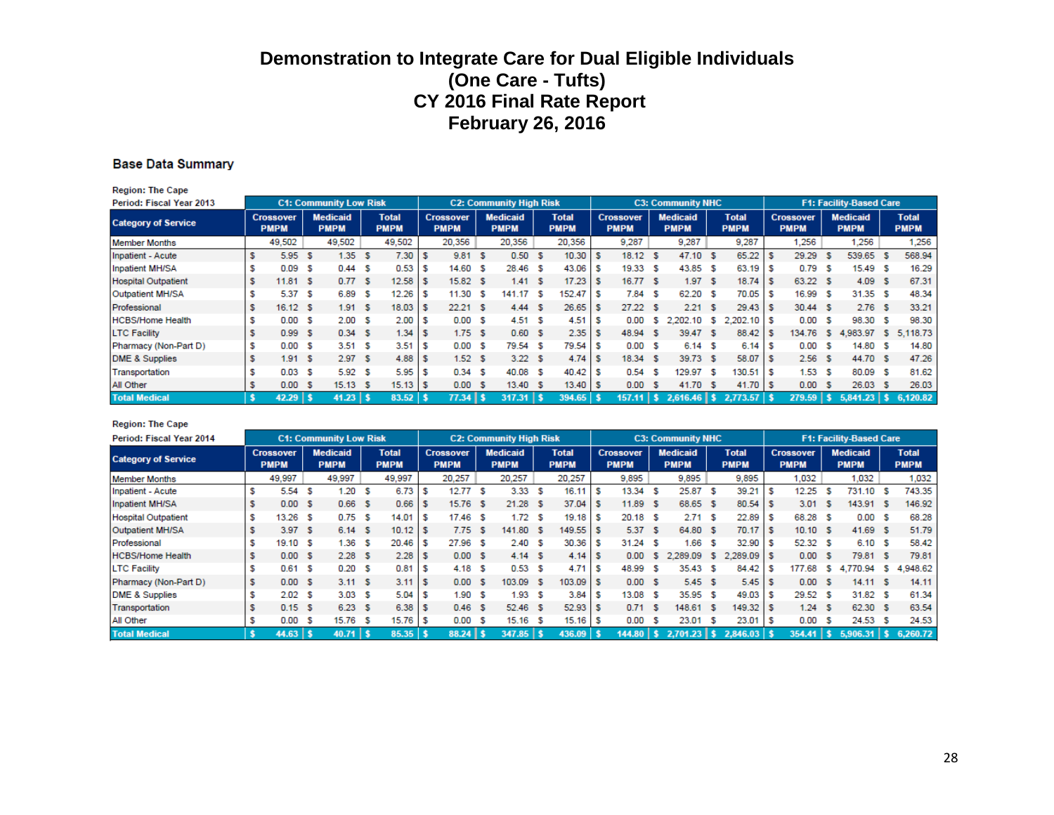# Demonstration to Integrate Care for Dual Eligible Individuals
# (One Care - Tufts)
# CY 2016 Final Rate Report
# February 26, 2016

## Base Data Summary

Region: The Cape
Period: Fiscal Year 2013

| Category of Service | C1: Community Low Risk | | | C2: Community High Risk | | | C3: Community NHC | | | F1: Facility-Based Care | | |
|---|---|---|---|---|---|---|---|---|---|---|---|---|
| | Crossover PMPM | Medicaid PMPM | Total PMPM | Crossover PMPM | Medicaid PMPM | Total PMPM | Crossover PMPM | Medicaid PMPM | Total PMPM | Crossover PMPM | Medicaid PMPM | Total PMPM |
| Member Months | 49,502 | 49,502 | 49,502 | 20,356 | 20,356 | 20,356 | 9,287 | 9,287 | 9,287 | 1,256 | 1,256 | 1,256 |
| Inpatient - Acute | $ 5.95 | $ 1.35 | $ 7.30 | $ 9.81 | $ 0.50 | $ 10.30 | $ 18.12 | $ 47.10 | $ 65.22 | $ 29.29 | $ 539.65 | $ 568.94 |
| Inpatient MH/SA | $ 0.09 | $ 0.44 | $ 0.53 | $ 14.60 | $ 28.46 | $ 43.06 | $ 19.33 | $ 43.85 | $ 63.19 | $ 0.79 | $ 15.49 | $ 16.29 |
| Hospital Outpatient | $ 11.81 | $ 0.77 | $ 12.58 | $ 15.82 | $ 1.41 | $ 17.23 | $ 16.77 | $ 1.97 | $ 18.74 | $ 63.22 | $ 4.09 | $ 67.31 |
| Outpatient MH/SA | $ 5.37 | $ 6.89 | $ 12.26 | $ 11.30 | $ 141.17 | $ 152.47 | $ 7.84 | $ 62.20 | $ 70.05 | $ 16.99 | $ 31.35 | $ 48.34 |
| Professional | $ 16.12 | $ 1.91 | $ 18.03 | $ 22.21 | $ 4.44 | $ 26.65 | $ 27.22 | $ 2.21 | $ 29.43 | $ 30.44 | $ 2.76 | $ 33.21 |
| HCBS/Home Health | $ 0.00 | $ 2.00 | $ 2.00 | $ 0.00 | $ 4.51 | $ 4.51 | $ 0.00 | $ 2,202.10 | $ 2,202.10 | $ 0.00 | $ 98.30 | $ 98.30 |
| LTC Facility | $ 0.99 | $ 0.34 | $ 1.34 | $ 1.75 | $ 0.60 | $ 2.35 | $ 48.94 | $ 39.47 | $ 88.42 | $ 134.76 | $ 4,983.97 | $ 5,118.73 |
| Pharmacy (Non-Part D) | $ 0.00 | $ 3.51 | $ 3.51 | $ 0.00 | $ 79.54 | $ 79.54 | $ 0.00 | $ 6.14 | $ 6.14 | $ 0.00 | $ 14.80 | $ 14.80 |
| DME & Supplies | $ 1.91 | $ 2.97 | $ 4.88 | $ 1.52 | $ 3.22 | $ 4.74 | $ 18.34 | $ 39.73 | $ 58.07 | $ 2.56 | $ 44.70 | $ 47.26 |
| Transportation | $ 0.03 | $ 5.92 | $ 5.95 | $ 0.34 | $ 40.08 | $ 40.42 | $ 0.54 | $ 129.97 | $ 130.51 | $ 1.53 | $ 80.09 | $ 81.62 |
| All Other | $ 0.00 | $ 15.13 | $ 15.13 | $ 0.00 | $ 13.40 | $ 13.40 | $ 0.00 | $ 41.70 | $ 41.70 | $ 0.00 | $ 26.03 | $ 26.03 |
| **Total Medical** | **$ 42.29** | **$ 41.23** | **$ 83.52** | **$ 77.34** | **$ 317.31** | **$ 394.65** | **$ 157.11** | **$ 2,616.46** | **$ 2,773.57** | **$ 279.59** | **$ 5,841.23** | **$ 6,120.82** |

Region: The Cape
Period: Fiscal Year 2014

| Category of Service | C1: Community Low Risk | | | C2: Community High Risk | | | C3: Community NHC | | | F1: Facility-Based Care | | |
|---|---|---|---|---|---|---|---|---|---|---|---|---|
| | Crossover PMPM | Medicaid PMPM | Total PMPM | Crossover PMPM | Medicaid PMPM | Total PMPM | Crossover PMPM | Medicaid PMPM | Total PMPM | Crossover PMPM | Medicaid PMPM | Total PMPM |
| Member Months | 49,997 | 49,997 | 49,997 | 20,257 | 20,257 | 20,257 | 9,895 | 9,895 | 9,895 | 1,032 | 1,032 | 1,032 |
| Inpatient - Acute | $ 5.54 | $ 1.20 | $ 6.73 | $ 12.77 | $ 3.33 | $ 16.11 | $ 13.34 | $ 25.87 | $ 39.21 | $ 12.25 | $ 731.10 | $ 743.35 |
| Inpatient MH/SA | $ 0.00 | $ 0.66 | $ 0.66 | $ 15.76 | $ 21.28 | $ 37.04 | $ 11.89 | $ 68.65 | $ 80.54 | $ 3.01 | $ 143.91 | $ 146.92 |
| Hospital Outpatient | $ 13.26 | $ 0.75 | $ 14.01 | $ 17.46 | $ 1.72 | $ 19.18 | $ 20.18 | $ 2.71 | $ 22.89 | $ 68.28 | $ 0.00 | $ 68.28 |
| Outpatient MH/SA | $ 3.97 | $ 6.14 | $ 10.12 | $ 7.75 | $ 141.80 | $ 149.55 | $ 5.37 | $ 64.80 | $ 70.17 | $ 10.10 | $ 41.69 | $ 51.79 |
| Professional | $ 19.10 | $ 1.36 | $ 20.46 | $ 27.96 | $ 2.40 | $ 30.36 | $ 31.24 | $ 1.66 | $ 32.90 | $ 52.32 | $ 6.10 | $ 58.42 |
| HCBS/Home Health | $ 0.00 | $ 2.28 | $ 2.28 | $ 0.00 | $ 4.14 | $ 4.14 | $ 0.00 | $ 2,289.09 | $ 2,289.09 | $ 0.00 | $ 79.81 | $ 79.81 |
| LTC Facility | $ 0.61 | $ 0.20 | $ 0.81 | $ 4.18 | $ 0.53 | $ 4.71 | $ 48.99 | $ 35.43 | $ 84.42 | $ 177.68 | $ 4,770.94 | $ 4,948.62 |
| Pharmacy (Non-Part D) | $ 0.00 | $ 3.11 | $ 3.11 | $ 0.00 | $ 103.09 | $ 103.09 | $ 0.00 | $ 5.45 | $ 5.45 | $ 0.00 | $ 14.11 | $ 14.11 |
| DME & Supplies | $ 2.02 | $ 3.03 | $ 5.04 | $ 1.90 | $ 1.93 | $ 3.84 | $ 13.08 | $ 35.95 | $ 49.03 | $ 29.52 | $ 31.82 | $ 61.34 |
| Transportation | $ 0.15 | $ 6.23 | $ 6.38 | $ 0.46 | $ 52.46 | $ 52.93 | $ 0.71 | $ 148.61 | $ 149.32 | $ 1.24 | $ 62.30 | $ 63.54 |
| All Other | $ 0.00 | $ 15.76 | $ 15.76 | $ 0.00 | $ 15.16 | $ 15.16 | $ 0.00 | $ 23.01 | $ 23.01 | $ 0.00 | $ 24.53 | $ 24.53 |
| **Total Medical** | **$ 44.63** | **$ 40.71** | **$ 85.35** | **$ 88.24** | **$ 347.85** | **$ 436.09** | **$ 144.80** | **$ 2,701.23** | **$ 2,846.03** | **$ 354.41** | **$ 5,906.31** | **$ 6,260.72** |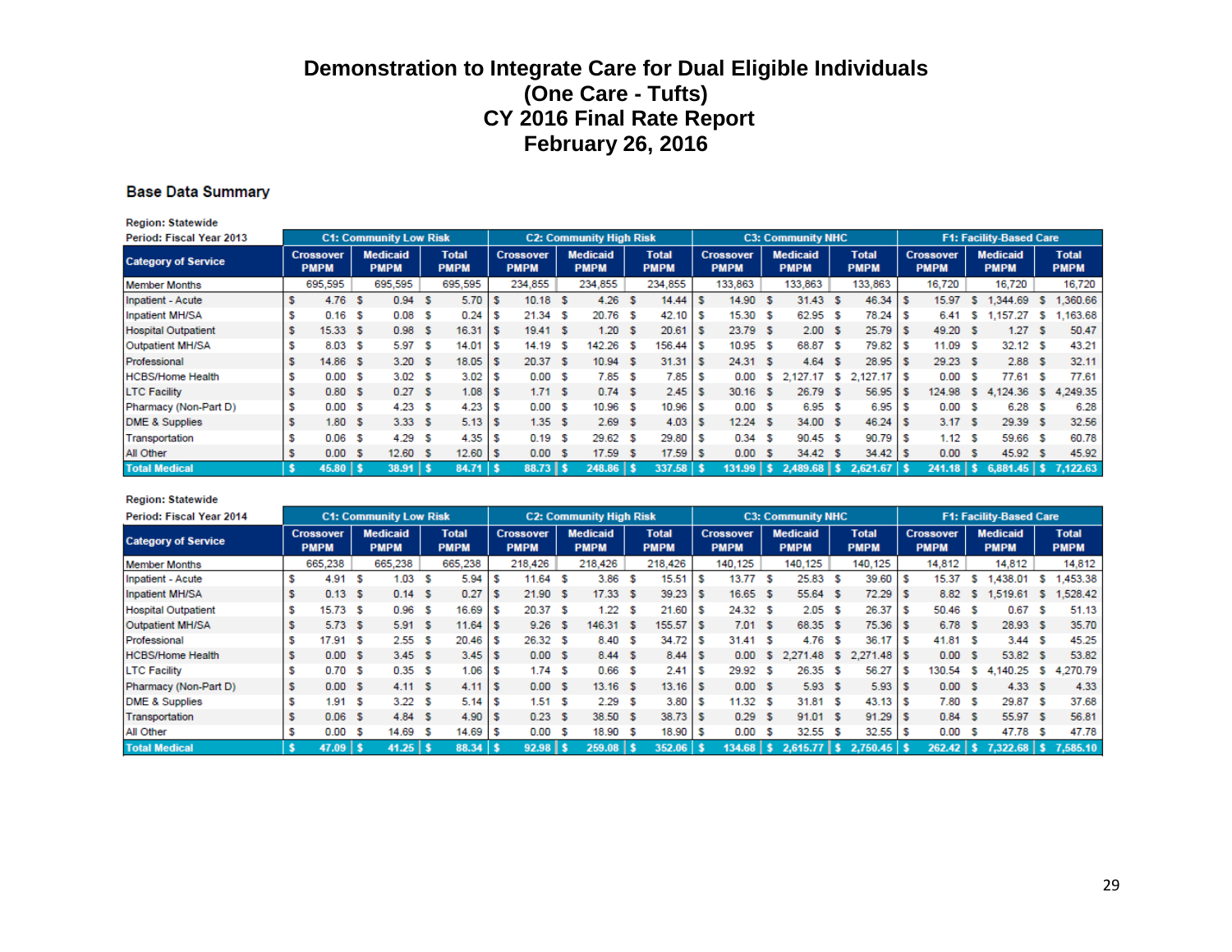# Demonstration to Integrate Care for Dual Eligible Individuals
# (One Care - Tufts)
# CY 2016 Final Rate Report
# February 26, 2016

## Base Data Summary

Region: Statewide
Period: Fiscal Year 2013

| Category of Service | C1: Community Low Risk | | | C2: Community High Risk | | | C3: Community NHC | | | F1: Facility-Based Care | | |
|---|---|---|---|---|---|---|---|---|---|---|---|---|
| | Crossover PMPM | Medicaid PMPM | Total PMPM | Crossover PMPM | Medicaid PMPM | Total PMPM | Crossover PMPM | Medicaid PMPM | Total PMPM | Crossover PMPM | Medicaid PMPM | Total PMPM |
| Member Months | 695,595 | 695,595 | 695,595 | 234,855 | 234,855 | 234,855 | 133,863 | 133,863 | 133,863 | 16,720 | 16,720 | 16,720 |
| Inpatient - Acute | $ 4.76 | $ 0.94 | $ 5.70 | $ 10.18 | $ 4.26 | $ 14.44 | $ 14.90 | $ 31.43 | $ 46.34 | $ 15.97 | $ 1,344.69 | $ 1,360.66 |
| Inpatient MH/SA | $ 0.16 | $ 0.08 | $ 0.24 | $ 21.34 | $ 20.76 | $ 42.10 | $ 15.30 | $ 62.95 | $ 78.24 | $ 6.41 | $ 1,157.27 | $ 1,163.68 |
| Hospital Outpatient | $ 15.33 | $ 0.98 | $ 16.31 | $ 19.41 | $ 1.20 | $ 20.61 | $ 23.79 | $ 2.00 | $ 25.79 | $ 49.20 | $ 1.27 | $ 50.47 |
| Outpatient MH/SA | $ 8.03 | $ 5.97 | $ 14.01 | $ 14.19 | $ 142.26 | $ 156.44 | $ 10.95 | $ 68.87 | $ 79.82 | $ 11.09 | $ 32.12 | $ 43.21 |
| Professional | $ 14.86 | $ 3.20 | $ 18.05 | $ 20.37 | $ 10.94 | $ 31.31 | $ 24.31 | $ 4.64 | $ 28.95 | $ 29.23 | $ 2.88 | $ 32.11 |
| HCBS/Home Health | $ 0.00 | $ 3.02 | $ 3.02 | $ 0.00 | $ 7.85 | $ 7.85 | $ 0.00 | $ 2,127.17 | $ 2,127.17 | $ 0.00 | $ 77.61 | $ 77.61 |
| LTC Facility | $ 0.80 | $ 0.27 | $ 1.08 | $ 1.71 | $ 0.74 | $ 2.45 | $ 30.16 | $ 26.79 | $ 56.95 | $ 124.98 | $ 4,124.36 | $ 4,249.35 |
| Pharmacy (Non-Part D) | $ 0.00 | $ 4.23 | $ 4.23 | $ 0.00 | $ 10.96 | $ 10.96 | $ 0.00 | $ 6.95 | $ 6.95 | $ 0.00 | $ 6.28 | $ 6.28 |
| DME & Supplies | $ 1.80 | $ 3.33 | $ 5.13 | $ 1.35 | $ 2.69 | $ 4.03 | $ 12.24 | $ 34.00 | $ 46.24 | $ 3.17 | $ 29.39 | $ 32.56 |
| Transportation | $ 0.06 | $ 4.29 | $ 4.35 | $ 0.19 | $ 29.62 | $ 29.80 | $ 0.34 | $ 90.45 | $ 90.79 | $ 1.12 | $ 59.66 | $ 60.78 |
| All Other | $ 0.00 | $ 12.60 | $ 12.60 | $ 0.00 | $ 17.59 | $ 17.59 | $ 0.00 | $ 34.42 | $ 34.42 | $ 0.00 | $ 45.92 | $ 45.92 |
| **Total Medical** | **$ 45.80** | **$ 38.91** | **$ 84.71** | **$ 88.73** | **$ 248.86** | **$ 337.58** | **$ 131.99** | **$ 2,489.68** | **$ 2,621.67** | **$ 241.18** | **$ 6,881.45** | **$ 7,122.63** |

Region: Statewide
Period: Fiscal Year 2014

| Category of Service | C1: Community Low Risk | | | C2: Community High Risk | | | C3: Community NHC | | | F1: Facility-Based Care | | |
|---|---|---|---|---|---|---|---|---|---|---|---|---|
| | Crossover PMPM | Medicaid PMPM | Total PMPM | Crossover PMPM | Medicaid PMPM | Total PMPM | Crossover PMPM | Medicaid PMPM | Total PMPM | Crossover PMPM | Medicaid PMPM | Total PMPM |
| Member Months | 665,238 | 665,238 | 665,238 | 218,426 | 218,426 | 218,426 | 140,125 | 140,125 | 140,125 | 14,812 | 14,812 | 14,812 |
| Inpatient - Acute | $ 4.91 | $ 1.03 | $ 5.94 | $ 11.64 | $ 3.86 | $ 15.51 | $ 13.77 | $ 25.83 | $ 39.60 | $ 15.37 | $ 1,438.01 | $ 1,453.38 |
| Inpatient MH/SA | $ 0.13 | $ 0.14 | $ 0.27 | $ 21.90 | $ 17.33 | $ 39.23 | $ 16.65 | $ 55.64 | $ 72.29 | $ 8.82 | $ 1,519.61 | $ 1,528.42 |
| Hospital Outpatient | $ 15.73 | $ 0.96 | $ 16.69 | $ 20.37 | $ 1.22 | $ 21.60 | $ 24.32 | $ 2.05 | $ 26.37 | $ 50.46 | $ 0.67 | $ 51.13 |
| Outpatient MH/SA | $ 5.73 | $ 5.91 | $ 11.64 | $ 9.26 | $ 146.31 | $ 155.57 | $ 7.01 | $ 68.35 | $ 75.36 | $ 6.78 | $ 28.93 | $ 35.70 |
| Professional | $ 17.91 | $ 2.55 | $ 20.46 | $ 26.32 | $ 8.40 | $ 34.72 | $ 31.41 | $ 4.76 | $ 36.17 | $ 41.81 | $ 3.44 | $ 45.25 |
| HCBS/Home Health | $ 0.00 | $ 3.45 | $ 3.45 | $ 0.00 | $ 8.44 | $ 8.44 | $ 0.00 | $ 2,271.48 | $ 2,271.48 | $ 0.00 | $ 53.82 | $ 53.82 |
| LTC Facility | $ 0.70 | $ 0.35 | $ 1.06 | $ 1.74 | $ 0.66 | $ 2.41 | $ 29.92 | $ 26.35 | $ 56.27 | $ 130.54 | $ 4,140.25 | $ 4,270.79 |
| Pharmacy (Non-Part D) | $ 0.00 | $ 4.11 | $ 4.11 | $ 0.00 | $ 13.16 | $ 13.16 | $ 0.00 | $ 5.93 | $ 5.93 | $ 0.00 | $ 4.33 | $ 4.33 |
| DME & Supplies | $ 1.91 | $ 3.22 | $ 5.14 | $ 1.51 | $ 2.29 | $ 3.80 | $ 11.32 | $ 31.81 | $ 43.13 | $ 7.80 | $ 29.87 | $ 37.68 |
| Transportation | $ 0.06 | $ 4.84 | $ 4.90 | $ 0.23 | $ 38.50 | $ 38.73 | $ 0.29 | $ 91.01 | $ 91.29 | $ 0.84 | $ 55.97 | $ 56.81 |
| All Other | $ 0.00 | $ 14.69 | $ 14.69 | $ 0.00 | $ 18.90 | $ 18.90 | $ 0.00 | $ 32.55 | $ 32.55 | $ 0.00 | $ 47.78 | $ 47.78 |
| **Total Medical** | **$ 47.09** | **$ 41.25** | **$ 88.34** | **$ 92.98** | **$ 259.08** | **$ 352.06** | **$ 134.68** | **$ 2,615.77** | **$ 2,750.45** | **$ 262.42** | **$ 7,322.68** | **$ 7,585.10** |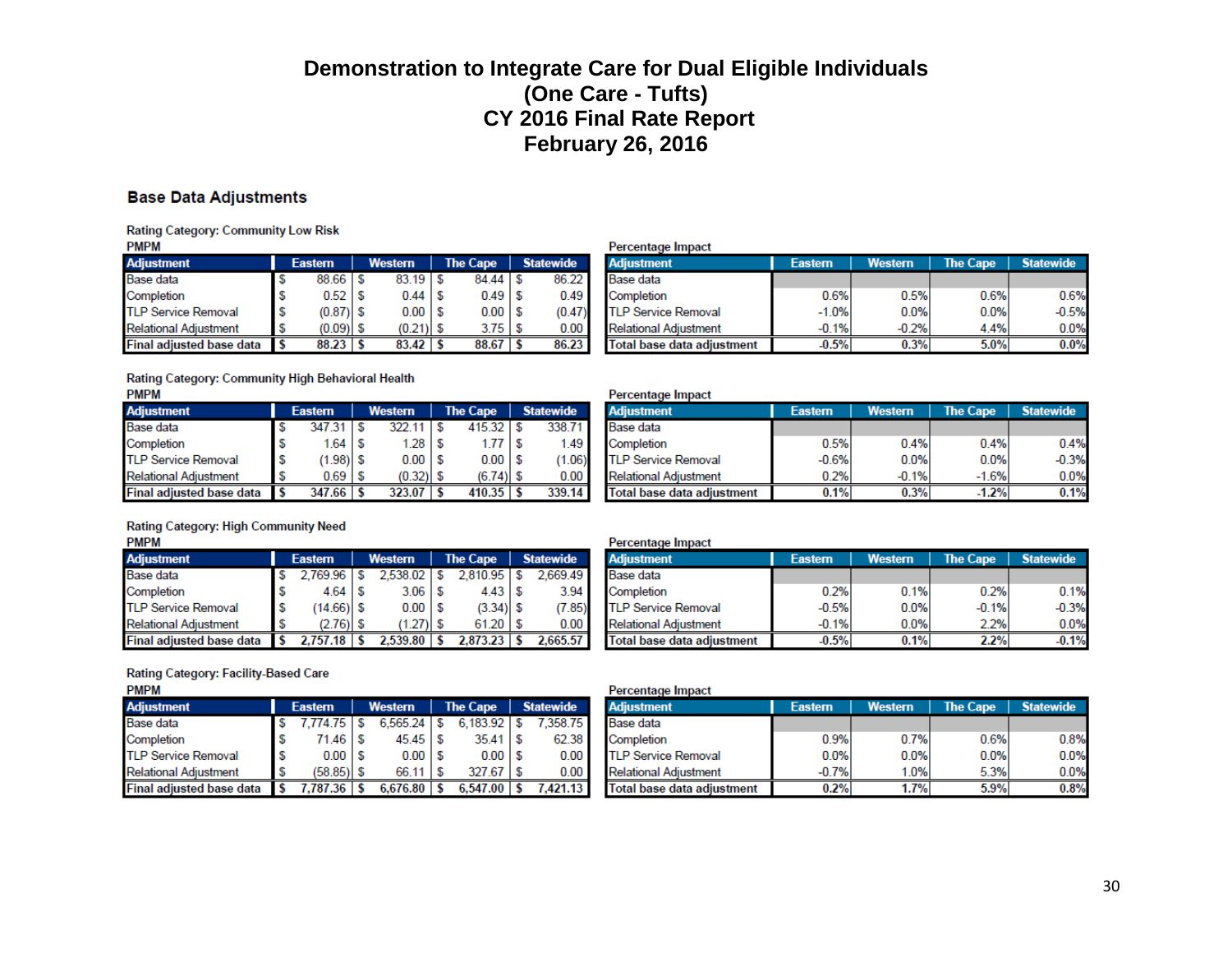# Demonstration to Integrate Care for Dual Eligible Individuals
# (One Care - Tufts)
# CY 2016 Final Rate Report
# February 26, 2016

## Base Data Adjustments

### Rating Category: Community Low Risk

PMPM

| Adjustment | Eastern | Western | The Cape | Statewide |
|---|---|---|---|---|
| Base data | $ 88.66 | $ 83.19 | $ 84.44 | $ 86.22 |
| Completion | $ 0.52 | $ 0.44 | $ 0.49 | $ 0.49 |
| TLP Service Removal | $ (0.87) | $ 0.00 | $ 0.00 | $ (0.47) |
| Relational Adjustment | $ (0.09) | $ (0.21) | $ 3.75 | $ 0.00 |
| **Final adjusted base data** | **$ 88.23** | **$ 83.42** | **$ 88.67** | **$ 86.23** |

Percentage Impact

| Adjustment | Eastern | Western | The Cape | Statewide |
|---|---|---|---|---|
| Base data | | | | |
| Completion | 0.6% | 0.5% | 0.6% | 0.6% |
| TLP Service Removal | -1.0% | 0.0% | 0.0% | -0.5% |
| Relational Adjustment | -0.1% | -0.2% | 4.4% | 0.0% |
| **Total base data adjustment** | **-0.5%** | **0.3%** | **5.0%** | **0.0%** |

### Rating Category: Community High Behavioral Health

PMPM

| Adjustment | Eastern | Western | The Cape | Statewide |
|---|---|---|---|---|
| Base data | $ 347.31 | $ 322.11 | $ 415.32 | $ 338.71 |
| Completion | $ 1.64 | $ 1.28 | $ 1.77 | $ 1.49 |
| TLP Service Removal | $ (1.98) | $ 0.00 | $ 0.00 | $ (1.06) |
| Relational Adjustment | $ 0.69 | $ (0.32) | $ (6.74) | $ 0.00 |
| **Final adjusted base data** | **$ 347.66** | **$ 323.07** | **$ 410.35** | **$ 339.14** |

Percentage Impact

| Adjustment | Eastern | Western | The Cape | Statewide |
|---|---|---|---|---|
| Base data | | | | |
| Completion | 0.5% | 0.4% | 0.4% | 0.4% |
| TLP Service Removal | -0.6% | 0.0% | 0.0% | -0.3% |
| Relational Adjustment | 0.2% | -0.1% | -1.6% | 0.0% |
| **Total base data adjustment** | **0.1%** | **0.3%** | **-1.2%** | **0.1%** |

### Rating Category: High Community Need

PMPM

| Adjustment | Eastern | Western | The Cape | Statewide |
|---|---|---|---|---|
| Base data | $ 2,769.96 | $ 2,538.02 | $ 2,810.95 | $ 2,669.49 |
| Completion | $ 4.64 | $ 3.06 | $ 4.43 | $ 3.94 |
| TLP Service Removal | $ (14.66) | $ 0.00 | $ (3.34) | $ (7.85) |
| Relational Adjustment | $ (2.76) | $ (1.27) | $ 61.20 | $ 0.00 |
| **Final adjusted base data** | **$ 2,757.18** | **$ 2,539.80** | **$ 2,873.23** | **$ 2,665.57** |

Percentage Impact

| Adjustment | Eastern | Western | The Cape | Statewide |
|---|---|---|---|---|
| Base data | | | | |
| Completion | 0.2% | 0.1% | 0.2% | 0.1% |
| TLP Service Removal | -0.5% | 0.0% | -0.1% | -0.3% |
| Relational Adjustment | -0.1% | 0.0% | 2.2% | 0.0% |
| **Total base data adjustment** | **-0.5%** | **0.1%** | **2.2%** | **-0.1%** |

### Rating Category: Facility-Based Care

PMPM

| Adjustment | Eastern | Western | The Cape | Statewide |
|---|---|---|---|---|
| Base data | $ 7,774.75 | $ 6,565.24 | $ 6,183.92 | $ 7,358.75 |
| Completion | $ 71.46 | $ 45.45 | $ 35.41 | $ 62.38 |
| TLP Service Removal | $ 0.00 | $ 0.00 | $ 0.00 | $ 0.00 |
| Relational Adjustment | $ (58.85) | $ 66.11 | $ 327.67 | $ 0.00 |
| **Final adjusted base data** | **$ 7,787.36** | **$ 6,676.80** | **$ 6,547.00** | **$ 7,421.13** |

Percentage Impact

| Adjustment | Eastern | Western | The Cape | Statewide |
|---|---|---|---|---|
| Base data | | | | |
| Completion | 0.9% | 0.7% | 0.6% | 0.8% |
| TLP Service Removal | 0.0% | 0.0% | 0.0% | 0.0% |
| Relational Adjustment | -0.7% | 1.0% | 5.3% | 0.0% |
| **Total base data adjustment** | **0.2%** | **1.7%** | **5.9%** | **0.8%** |